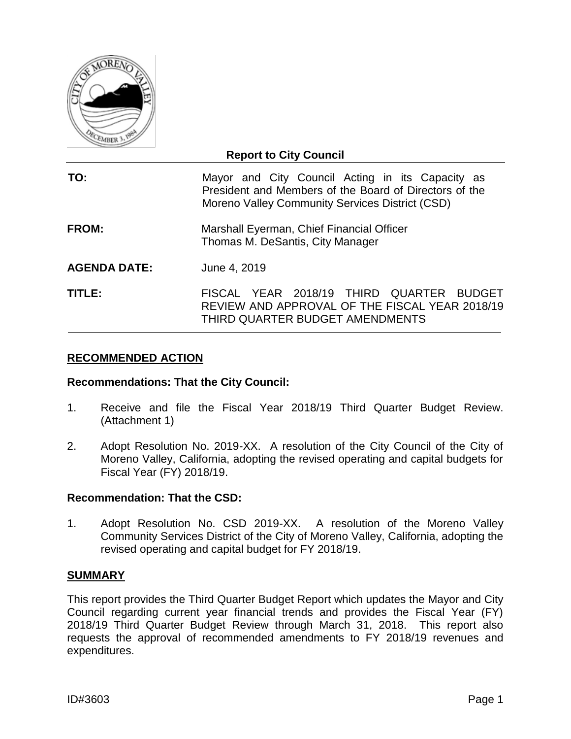**Report to City Council**

| | |
|---|---|
| **TO:** | Mayor and City Council Acting in its Capacity as President and Members of the Board of Directors of the Moreno Valley Community Services District (CSD) |
| **FROM:** | Marshall Eyerman, Chief Financial Officer<br>Thomas M. DeSantis, City Manager |
| **AGENDA DATE:** | June 4, 2019 |
| **TITLE:** | FISCAL YEAR 2018/19 THIRD QUARTER BUDGET REVIEW AND APPROVAL OF THE FISCAL YEAR 2018/19 THIRD QUARTER BUDGET AMENDMENTS |

## RECOMMENDED ACTION

**Recommendations: That the City Council:**

1. Receive and file the Fiscal Year 2018/19 Third Quarter Budget Review. (Attachment 1)

2. Adopt Resolution No. 2019-XX. A resolution of the City Council of the City of Moreno Valley, California, adopting the revised operating and capital budgets for Fiscal Year (FY) 2018/19.

**Recommendation: That the CSD:**

1. Adopt Resolution No. CSD 2019-XX. A resolution of the Moreno Valley Community Services District of the City of Moreno Valley, California, adopting the revised operating and capital budget for FY 2018/19.

## SUMMARY

This report provides the Third Quarter Budget Report which updates the Mayor and City Council regarding current year financial trends and provides the Fiscal Year (FY) 2018/19 Third Quarter Budget Review through March 31, 2018. This report also requests the approval of recommended amendments to FY 2018/19 revenues and expenditures.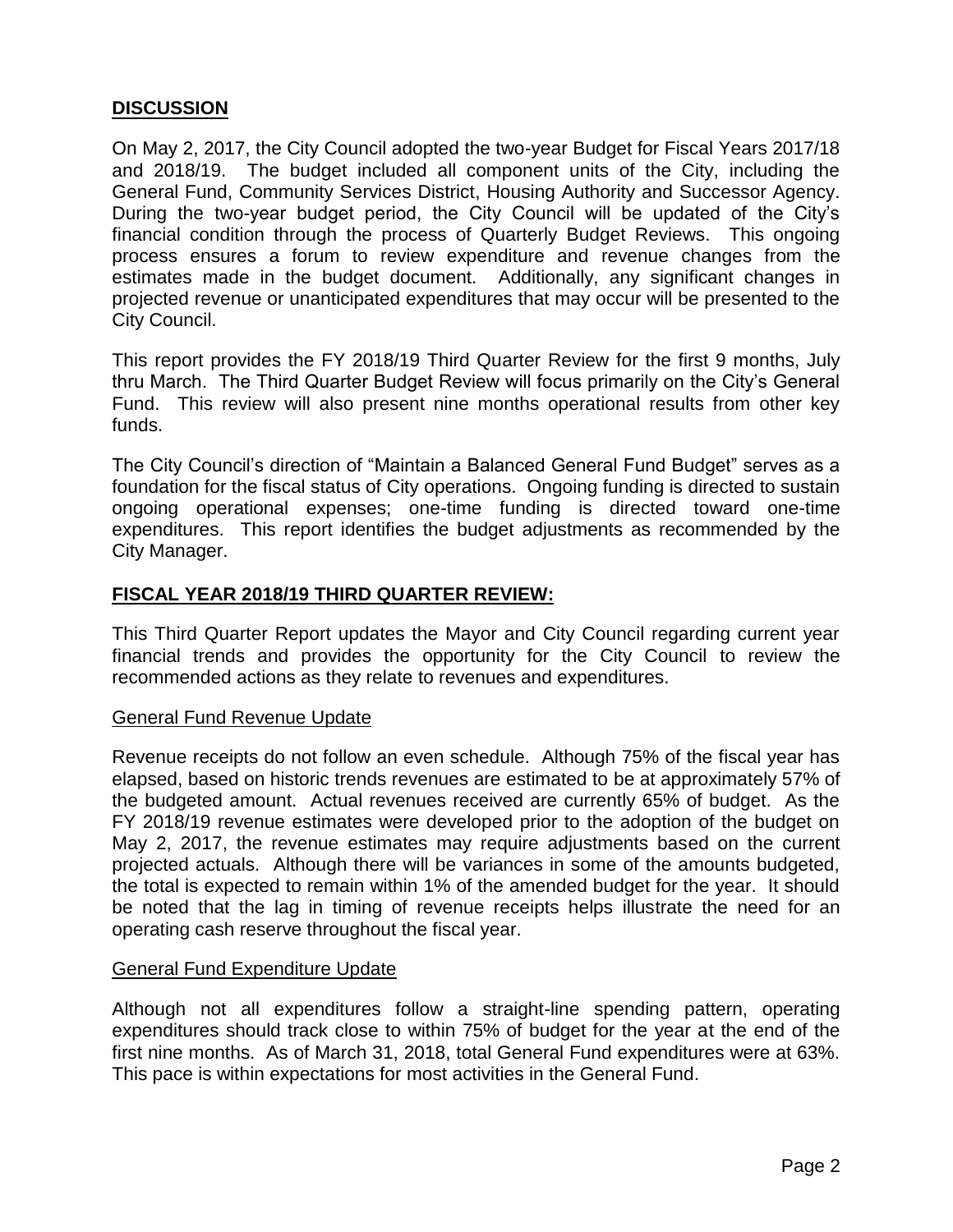## DISCUSSION

On May 2, 2017, the City Council adopted the two-year Budget for Fiscal Years 2017/18 and 2018/19. The budget included all component units of the City, including the General Fund, Community Services District, Housing Authority and Successor Agency. During the two-year budget period, the City Council will be updated of the City's financial condition through the process of Quarterly Budget Reviews. This ongoing process ensures a forum to review expenditure and revenue changes from the estimates made in the budget document. Additionally, any significant changes in projected revenue or unanticipated expenditures that may occur will be presented to the City Council.

This report provides the FY 2018/19 Third Quarter Review for the first 9 months, July thru March. The Third Quarter Budget Review will focus primarily on the City's General Fund. This review will also present nine months operational results from other key funds.

The City Council's direction of "Maintain a Balanced General Fund Budget" serves as a foundation for the fiscal status of City operations. Ongoing funding is directed to sustain ongoing operational expenses; one-time funding is directed toward one-time expenditures. This report identifies the budget adjustments as recommended by the City Manager.

## FISCAL YEAR 2018/19 THIRD QUARTER REVIEW:

This Third Quarter Report updates the Mayor and City Council regarding current year financial trends and provides the opportunity for the City Council to review the recommended actions as they relate to revenues and expenditures.

### General Fund Revenue Update

Revenue receipts do not follow an even schedule. Although 75% of the fiscal year has elapsed, based on historic trends revenues are estimated to be at approximately 57% of the budgeted amount. Actual revenues received are currently 65% of budget. As the FY 2018/19 revenue estimates were developed prior to the adoption of the budget on May 2, 2017, the revenue estimates may require adjustments based on the current projected actuals. Although there will be variances in some of the amounts budgeted, the total is expected to remain within 1% of the amended budget for the year. It should be noted that the lag in timing of revenue receipts helps illustrate the need for an operating cash reserve throughout the fiscal year.

### General Fund Expenditure Update

Although not all expenditures follow a straight-line spending pattern, operating expenditures should track close to within 75% of budget for the year at the end of the first nine months. As of March 31, 2018, total General Fund expenditures were at 63%. This pace is within expectations for most activities in the General Fund.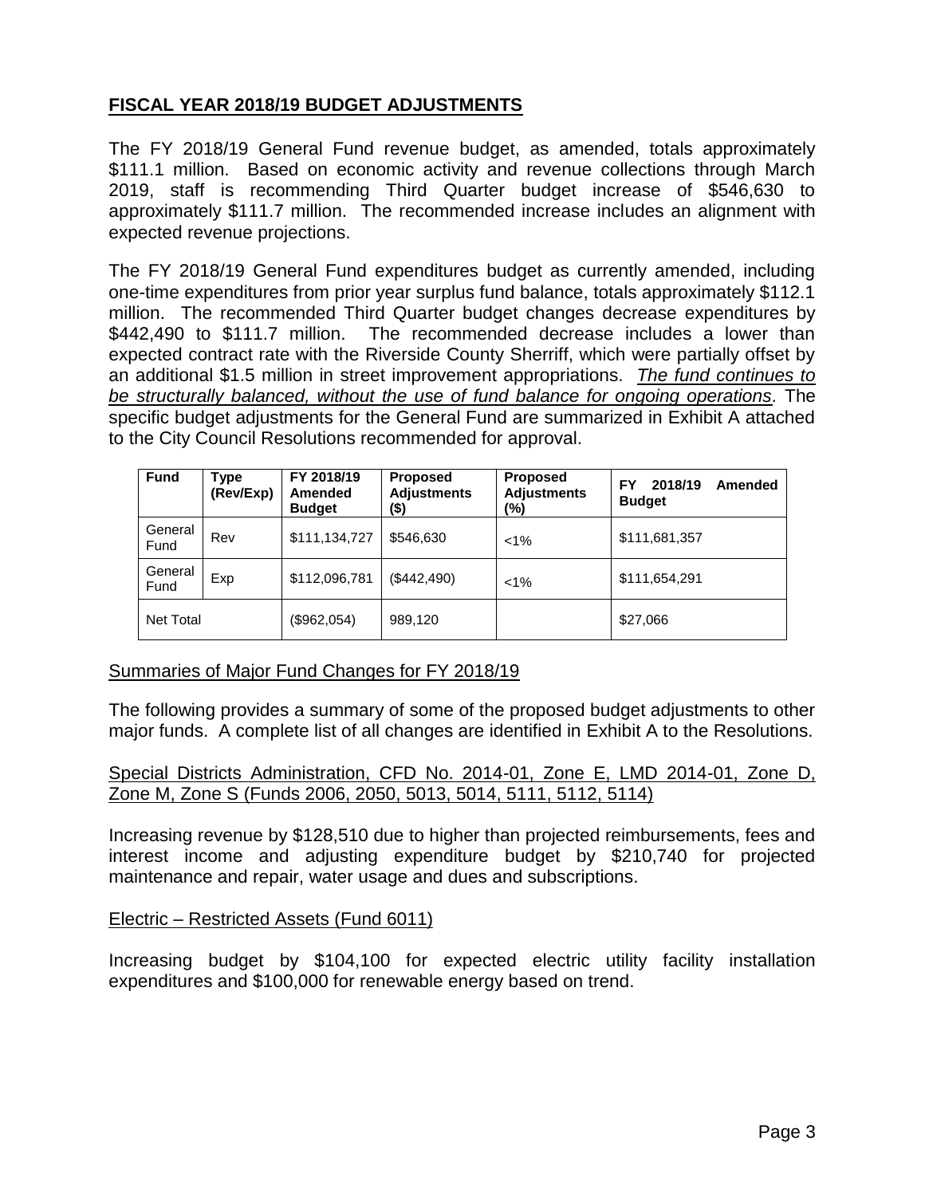## FISCAL YEAR 2018/19 BUDGET ADJUSTMENTS

The FY 2018/19 General Fund revenue budget, as amended, totals approximately $111.1 million. Based on economic activity and revenue collections through March 2019, staff is recommending Third Quarter budget increase of $546,630 to approximately $111.7 million. The recommended increase includes an alignment with expected revenue projections.

The FY 2018/19 General Fund expenditures budget as currently amended, including one-time expenditures from prior year surplus fund balance, totals approximately $112.1 million. The recommended Third Quarter budget changes decrease expenditures by $442,490 to $111.7 million. The recommended decrease includes a lower than expected contract rate with the Riverside County Sherriff, which were partially offset by an additional $1.5 million in street improvement appropriations. *The fund continues to be structurally balanced, without the use of fund balance for ongoing operations*. The specific budget adjustments for the General Fund are summarized in Exhibit A attached to the City Council Resolutions recommended for approval.

| Fund | Type (Rev/Exp) | FY 2018/19 Amended Budget | Proposed Adjustments ($) | Proposed Adjustments (%) | FY 2018/19 Amended Budget |
|---|---|---|---|---|---|
| General Fund | Rev | $111,134,727 | $546,630 | <1% | $111,681,357 |
| General Fund | Exp | $112,096,781 | ($442,490) | <1% | $111,654,291 |
| Net Total | | ($962,054) | 989,120 | | $27,066 |

Summaries of Major Fund Changes for FY 2018/19

The following provides a summary of some of the proposed budget adjustments to other major funds. A complete list of all changes are identified in Exhibit A to the Resolutions.

Special Districts Administration, CFD No. 2014-01, Zone E, LMD 2014-01, Zone D, Zone M, Zone S (Funds 2006, 2050, 5013, 5014, 5111, 5112, 5114)

Increasing revenue by $128,510 due to higher than projected reimbursements, fees and interest income and adjusting expenditure budget by $210,740 for projected maintenance and repair, water usage and dues and subscriptions.

Electric – Restricted Assets (Fund 6011)

Increasing budget by $104,100 for expected electric utility facility installation expenditures and $100,000 for renewable energy based on trend.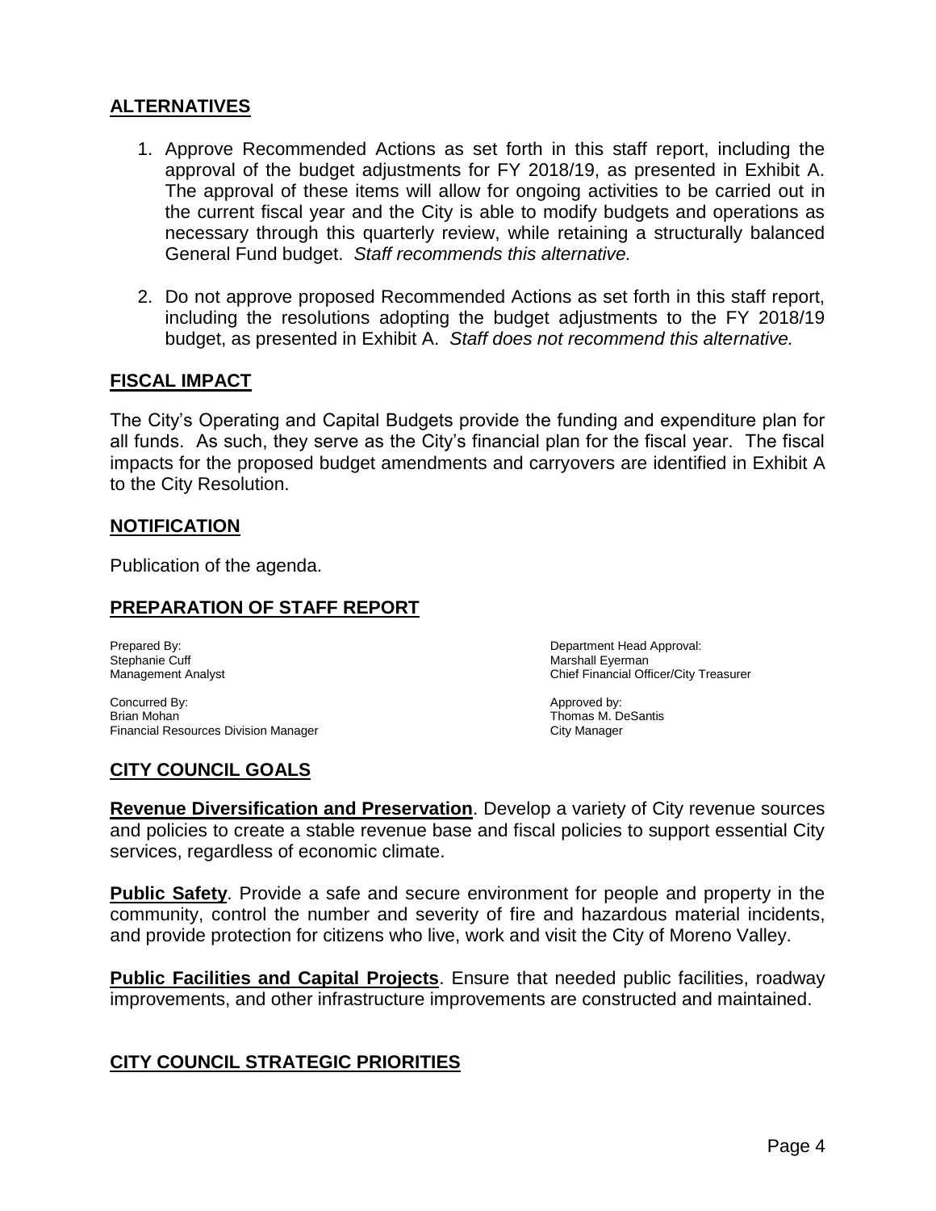## ALTERNATIVES

1. Approve Recommended Actions as set forth in this staff report, including the approval of the budget adjustments for FY 2018/19, as presented in Exhibit A. The approval of these items will allow for ongoing activities to be carried out in the current fiscal year and the City is able to modify budgets and operations as necessary through this quarterly review, while retaining a structurally balanced General Fund budget. *Staff recommends this alternative.*

2. Do not approve proposed Recommended Actions as set forth in this staff report, including the resolutions adopting the budget adjustments to the FY 2018/19 budget, as presented in Exhibit A. *Staff does not recommend this alternative.*

## FISCAL IMPACT

The City's Operating and Capital Budgets provide the funding and expenditure plan for all funds. As such, they serve as the City's financial plan for the fiscal year. The fiscal impacts for the proposed budget amendments and carryovers are identified in Exhibit A to the City Resolution.

## NOTIFICATION

Publication of the agenda.

## PREPARATION OF STAFF REPORT

Prepared By:
Stephanie Cuff
Management Analyst

Department Head Approval:
Marshall Eyerman
Chief Financial Officer/City Treasurer

Concurred By:
Brian Mohan
Financial Resources Division Manager

Approved by:
Thomas M. DeSantis
City Manager

## CITY COUNCIL GOALS

**Revenue Diversification and Preservation**. Develop a variety of City revenue sources and policies to create a stable revenue base and fiscal policies to support essential City services, regardless of economic climate.

**Public Safety**. Provide a safe and secure environment for people and property in the community, control the number and severity of fire and hazardous material incidents, and provide protection for citizens who live, work and visit the City of Moreno Valley.

**Public Facilities and Capital Projects**. Ensure that needed public facilities, roadway improvements, and other infrastructure improvements are constructed and maintained.

## CITY COUNCIL STRATEGIC PRIORITIES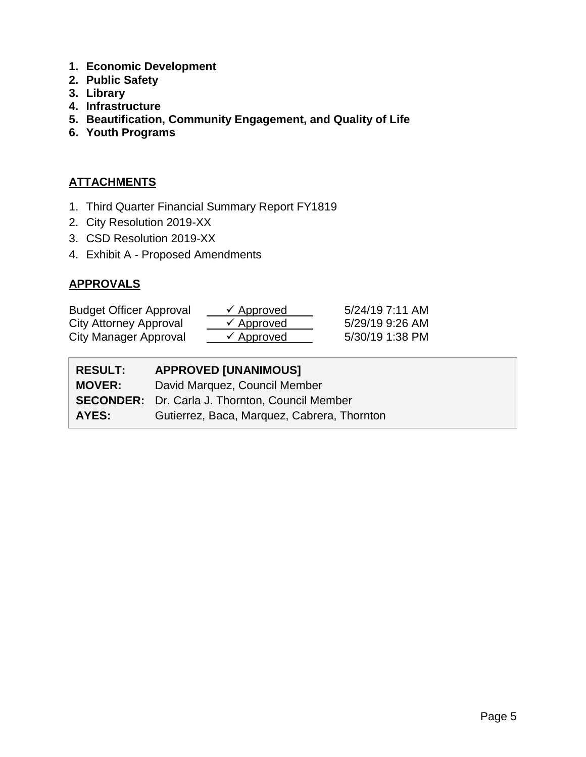1. **Economic Development**
2. **Public Safety**
3. **Library**
4. **Infrastructure**
5. **Beautification, Community Engagement, and Quality of Life**
6. **Youth Programs**

## ATTACHMENTS

1. Third Quarter Financial Summary Report FY1819
2. City Resolution 2019-XX
3. CSD Resolution 2019-XX
4. Exhibit A - Proposed Amendments

## APPROVALS

| | | |
|---|---|---|
| Budget Officer Approval | ✓ Approved | 5/24/19 7:11 AM |
| City Attorney Approval | ✓ Approved | 5/29/19 9:26 AM |
| City Manager Approval | ✓ Approved | 5/30/19 1:38 PM |

| | |
|---|---|
| **RESULT:** | **APPROVED [UNANIMOUS]** |
| **MOVER:** | David Marquez, Council Member |
| **SECONDER:** | Dr. Carla J. Thornton, Council Member |
| **AYES:** | Gutierrez, Baca, Marquez, Cabrera, Thornton |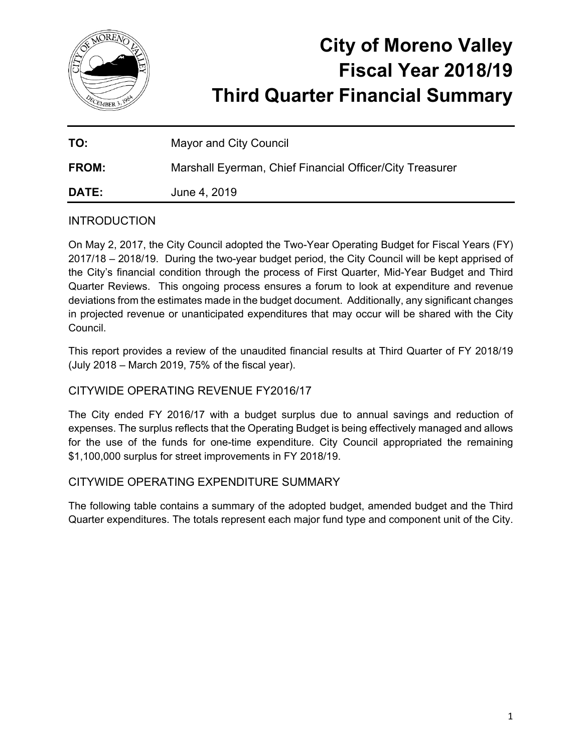# City of Moreno Valley
# Fiscal Year 2018/19
# Third Quarter Financial Summary

---

**TO:** Mayor and City Council

**FROM:** Marshall Eyerman, Chief Financial Officer/City Treasurer

**DATE:** June 4, 2019

---

## INTRODUCTION

On May 2, 2017, the City Council adopted the Two-Year Operating Budget for Fiscal Years (FY) 2017/18 – 2018/19. During the two-year budget period, the City Council will be kept apprised of the City's financial condition through the process of First Quarter, Mid-Year Budget and Third Quarter Reviews. This ongoing process ensures a forum to look at expenditure and revenue deviations from the estimates made in the budget document. Additionally, any significant changes in projected revenue or unanticipated expenditures that may occur will be shared with the City Council.

This report provides a review of the unaudited financial results at Third Quarter of FY 2018/19 (July 2018 – March 2019, 75% of the fiscal year).

## CITYWIDE OPERATING REVENUE FY2016/17

The City ended FY 2016/17 with a budget surplus due to annual savings and reduction of expenses. The surplus reflects that the Operating Budget is being effectively managed and allows for the use of the funds for one-time expenditure. City Council appropriated the remaining $1,100,000 surplus for street improvements in FY 2018/19.

## CITYWIDE OPERATING EXPENDITURE SUMMARY

The following table contains a summary of the adopted budget, amended budget and the Third Quarter expenditures. The totals represent each major fund type and component unit of the City.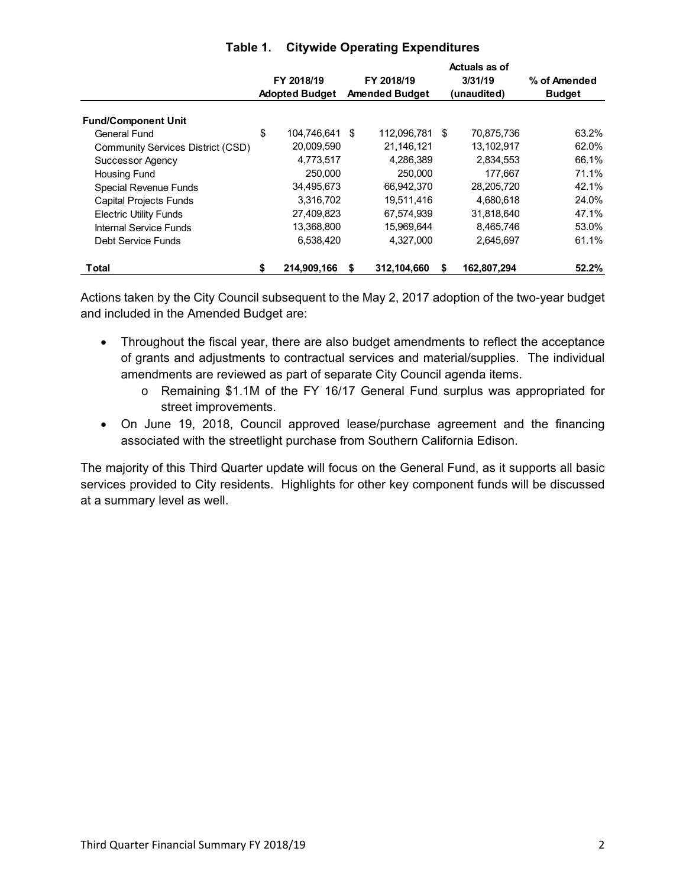### Table 1. Citywide Operating Expenditures

| | FY 2018/19 Adopted Budget | FY 2018/19 Amended Budget | Actuals as of 3/31/19 (unaudited) | % of Amended Budget |
|---|---|---|---|---|
| **Fund/Component Unit** | | | | |
| General Fund | $ 104,746,641 | $ 112,096,781 | $ 70,875,736 | 63.2% |
| Community Services District (CSD) | 20,009,590 | 21,146,121 | 13,102,917 | 62.0% |
| Successor Agency | 4,773,517 | 4,286,389 | 2,834,553 | 66.1% |
| Housing Fund | 250,000 | 250,000 | 177,667 | 71.1% |
| Special Revenue Funds | 34,495,673 | 66,942,370 | 28,205,720 | 42.1% |
| Capital Projects Funds | 3,316,702 | 19,511,416 | 4,680,618 | 24.0% |
| Electric Utility Funds | 27,409,823 | 67,574,939 | 31,818,640 | 47.1% |
| Internal Service Funds | 13,368,800 | 15,969,644 | 8,465,746 | 53.0% |
| Debt Service Funds | 6,538,420 | 4,327,000 | 2,645,697 | 61.1% |
| **Total** | **$ 214,909,166** | **$ 312,104,660** | **$ 162,807,294** | **52.2%** |

Actions taken by the City Council subsequent to the May 2, 2017 adoption of the two-year budget and included in the Amended Budget are:

- Throughout the fiscal year, there are also budget amendments to reflect the acceptance of grants and adjustments to contractual services and material/supplies. The individual amendments are reviewed as part of separate City Council agenda items.
  - Remaining $1.1M of the FY 16/17 General Fund surplus was appropriated for street improvements.
- On June 19, 2018, Council approved lease/purchase agreement and the financing associated with the streetlight purchase from Southern California Edison.

The majority of this Third Quarter update will focus on the General Fund, as it supports all basic services provided to City residents. Highlights for other key component funds will be discussed at a summary level as well.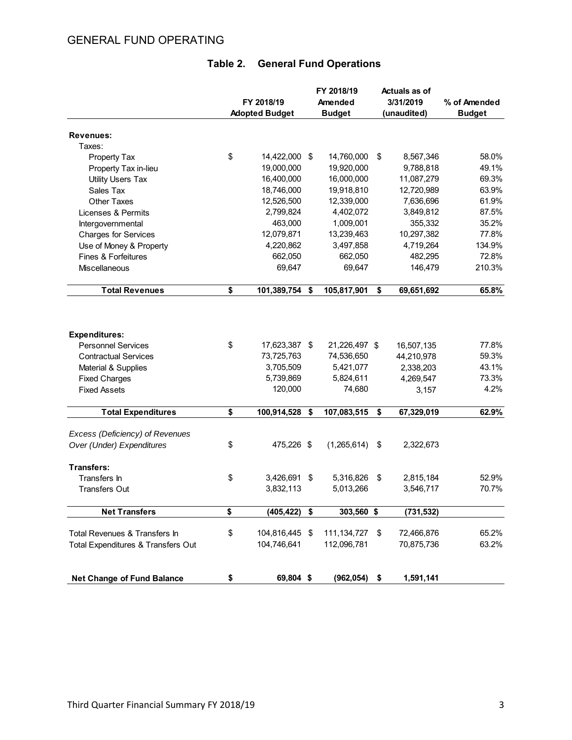# GENERAL FUND OPERATING

## Table 2. General Fund Operations

| | FY 2018/19 Adopted Budget | FY 2018/19 Amended Budget | Actuals as of 3/31/2019 (unaudited) | % of Amended Budget |
|---|---|---|---|---|
| **Revenues:** | | | | |
| Taxes: | | | | |
| Property Tax | $ 14,422,000 | $ 14,760,000 | $ 8,567,346 | 58.0% |
| Property Tax in-lieu | 19,000,000 | 19,920,000 | 9,788,818 | 49.1% |
| Utility Users Tax | 16,400,000 | 16,000,000 | 11,087,279 | 69.3% |
| Sales Tax | 18,746,000 | 19,918,810 | 12,720,989 | 63.9% |
| Other Taxes | 12,526,500 | 12,339,000 | 7,636,696 | 61.9% |
| Licenses & Permits | 2,799,824 | 4,402,072 | 3,849,812 | 87.5% |
| Intergovernmental | 463,000 | 1,009,001 | 355,332 | 35.2% |
| Charges for Services | 12,079,871 | 13,239,463 | 10,297,382 | 77.8% |
| Use of Money & Property | 4,220,862 | 3,497,858 | 4,719,264 | 134.9% |
| Fines & Forfeitures | 662,050 | 662,050 | 482,295 | 72.8% |
| Miscellaneous | 69,647 | 69,647 | 146,479 | 210.3% |
| **Total Revenues** | **$ 101,389,754** | **$ 105,817,901** | **$ 69,651,692** | **65.8%** |
| **Expenditures:** | | | | |
| Personnel Services | $ 17,623,387 | $ 21,226,497 | $ 16,507,135 | 77.8% |
| Contractual Services | 73,725,763 | 74,536,650 | 44,210,978 | 59.3% |
| Material & Supplies | 3,705,509 | 5,421,077 | 2,338,203 | 43.1% |
| Fixed Charges | 5,739,869 | 5,824,611 | 4,269,547 | 73.3% |
| Fixed Assets | 120,000 | 74,680 | 3,157 | 4.2% |
| **Total Expenditures** | **$ 100,914,528** | **$ 107,083,515** | **$ 67,329,019** | **62.9%** |
| *Excess (Deficiency) of Revenues Over (Under) Expenditures* | $ 475,226 | $ (1,265,614) | $ 2,322,673 | |
| **Transfers:** | | | | |
| Transfers In | $ 3,426,691 | $ 5,316,826 | $ 2,815,184 | 52.9% |
| Transfers Out | 3,832,113 | 5,013,266 | 3,546,717 | 70.7% |
| **Net Transfers** | **$ (405,422)** | **$ 303,560** | **$ (731,532)** | |
| Total Revenues & Transfers In | $ 104,816,445 | $ 111,134,727 | $ 72,466,876 | 65.2% |
| Total Expenditures & Transfers Out | 104,746,641 | 112,096,781 | 70,875,736 | 63.2% |
| **Net Change of Fund Balance** | **$ 69,804** | **$ (962,054)** | **$ 1,591,141** | |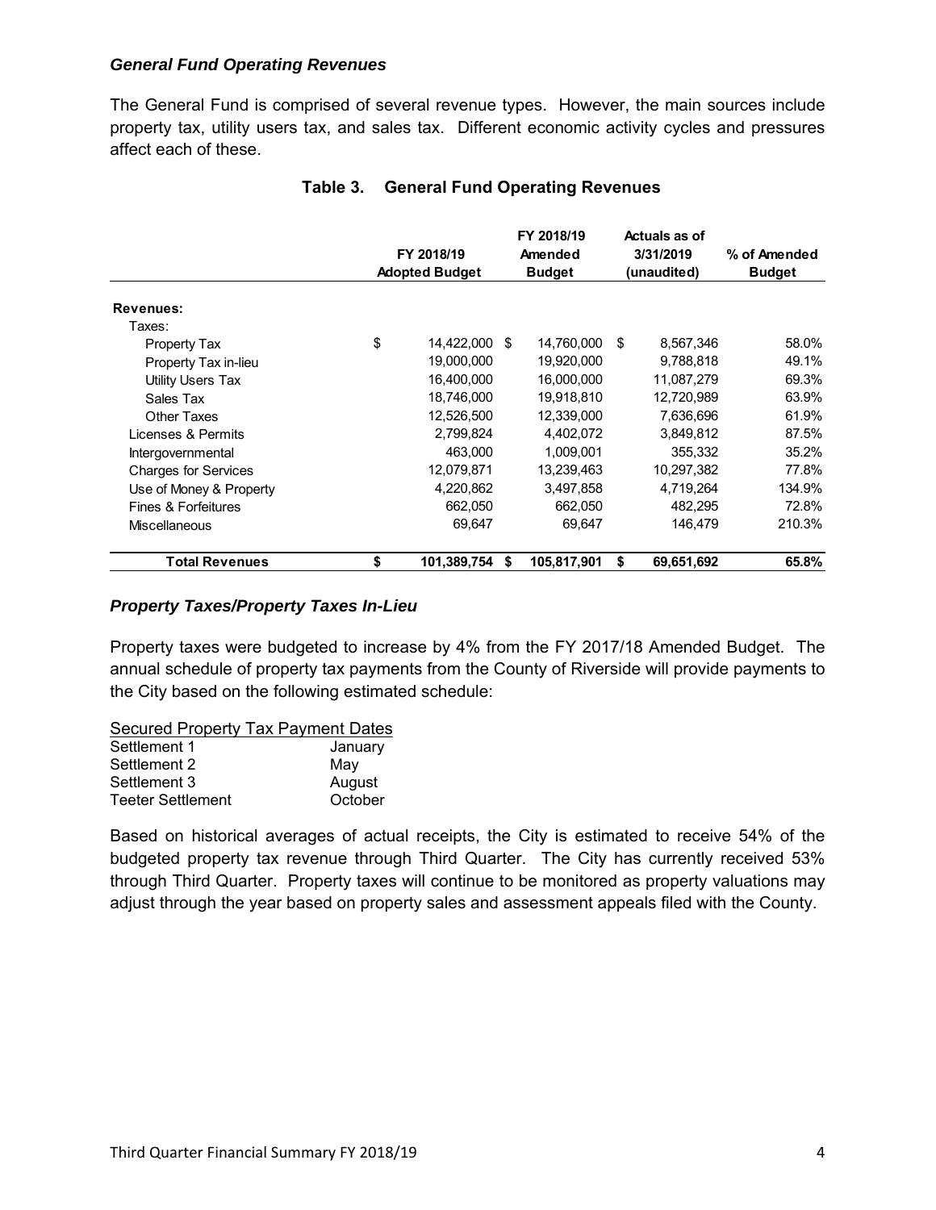### *General Fund Operating Revenues*

The General Fund is comprised of several revenue types. However, the main sources include property tax, utility users tax, and sales tax. Different economic activity cycles and pressures affect each of these.

**Table 3. General Fund Operating Revenues**

| | FY 2018/19 Adopted Budget | FY 2018/19 Amended Budget | Actuals as of 3/31/2019 (unaudited) | % of Amended Budget |
|---|---|---|---|---|
| **Revenues:** | | | | |
| Taxes: | | | | |
| Property Tax | $ 14,422,000 | $ 14,760,000 | $ 8,567,346 | 58.0% |
| Property Tax in-lieu | 19,000,000 | 19,920,000 | 9,788,818 | 49.1% |
| Utility Users Tax | 16,400,000 | 16,000,000 | 11,087,279 | 69.3% |
| Sales Tax | 18,746,000 | 19,918,810 | 12,720,989 | 63.9% |
| Other Taxes | 12,526,500 | 12,339,000 | 7,636,696 | 61.9% |
| Licenses & Permits | 2,799,824 | 4,402,072 | 3,849,812 | 87.5% |
| Intergovernmental | 463,000 | 1,009,001 | 355,332 | 35.2% |
| Charges for Services | 12,079,871 | 13,239,463 | 10,297,382 | 77.8% |
| Use of Money & Property | 4,220,862 | 3,497,858 | 4,719,264 | 134.9% |
| Fines & Forfeitures | 662,050 | 662,050 | 482,295 | 72.8% |
| Miscellaneous | 69,647 | 69,647 | 146,479 | 210.3% |
| **Total Revenues** | **$ 101,389,754** | **$ 105,817,901** | **$ 69,651,692** | **65.8%** |

### *Property Taxes/Property Taxes In-Lieu*

Property taxes were budgeted to increase by 4% from the FY 2017/18 Amended Budget. The annual schedule of property tax payments from the County of Riverside will provide payments to the City based on the following estimated schedule:

| Secured Property Tax Payment Dates | |
|---|---|
| Settlement 1 | January |
| Settlement 2 | May |
| Settlement 3 | August |
| Teeter Settlement | October |

Based on historical averages of actual receipts, the City is estimated to receive 54% of the budgeted property tax revenue through Third Quarter. The City has currently received 53% through Third Quarter. Property taxes will continue to be monitored as property valuations may adjust through the year based on property sales and assessment appeals filed with the County.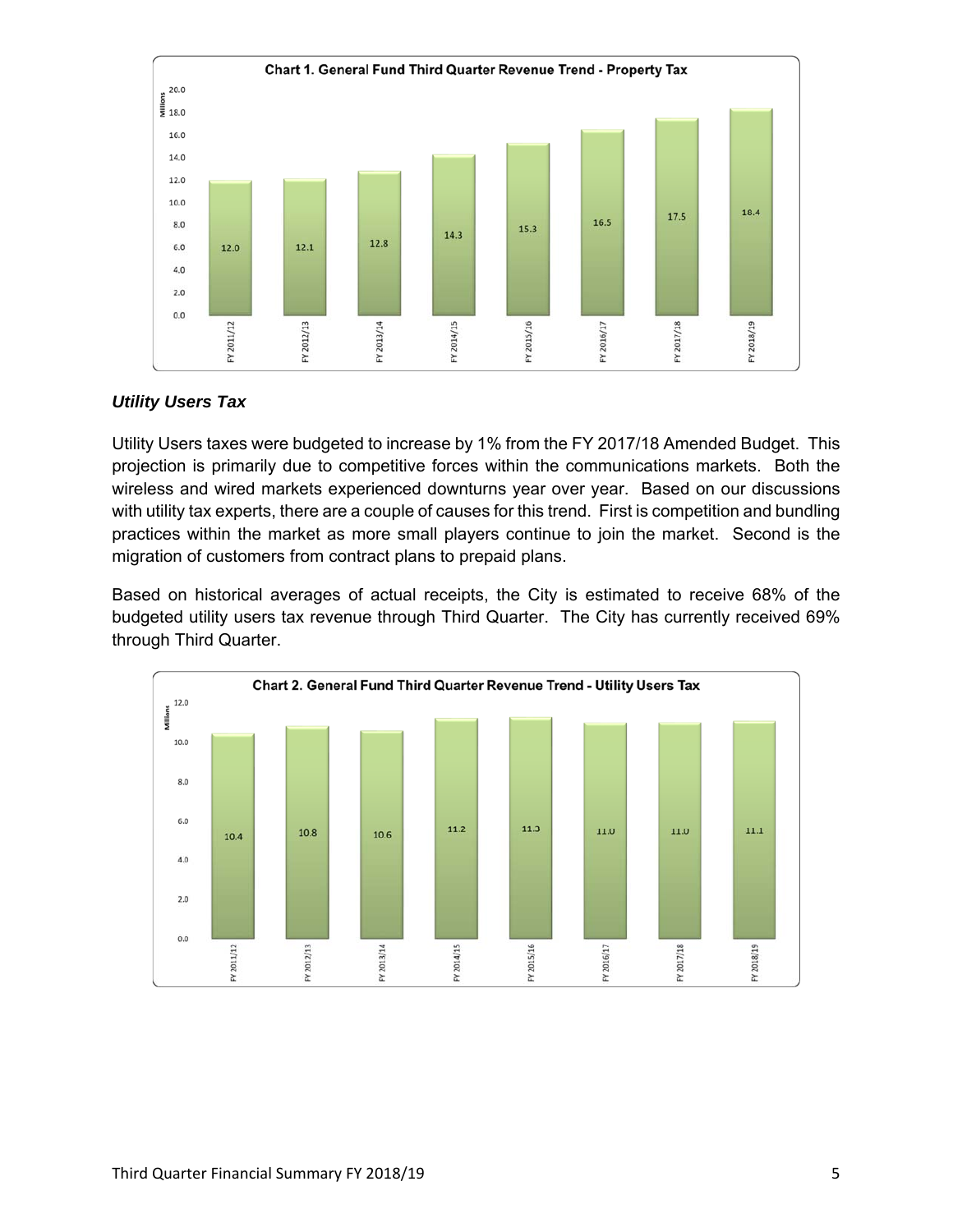**Chart 1. General Fund Third Quarter Revenue Trend - Property Tax**

| Fiscal Year | Millions |
|---|---|
| FY 2011/12 | 12.0 |
| FY 2012/13 | 12.1 |
| FY 2013/14 | 12.8 |
| FY 2014/15 | 14.3 |
| FY 2015/16 | 15.3 |
| FY 2016/17 | 16.5 |
| FY 2017/18 | 17.5 |
| FY 2018/19 | 18.4 |

### *Utility Users Tax*

Utility Users taxes were budgeted to increase by 1% from the FY 2017/18 Amended Budget. This projection is primarily due to competitive forces within the communications markets. Both the wireless and wired markets experienced downturns year over year. Based on our discussions with utility tax experts, there are a couple of causes for this trend. First is competition and bundling practices within the market as more small players continue to join the market. Second is the migration of customers from contract plans to prepaid plans.

Based on historical averages of actual receipts, the City is estimated to receive 68% of the budgeted utility users tax revenue through Third Quarter. The City has currently received 69% through Third Quarter.

**Chart 2. General Fund Third Quarter Revenue Trend - Utility Users Tax**

| Fiscal Year | Millions |
|---|---|
| FY 2011/12 | 10.4 |
| FY 2012/13 | 10.8 |
| FY 2013/14 | 10.6 |
| FY 2014/15 | 11.2 |
| FY 2015/16 | 11.3 |
| FY 2016/17 | 11.0 |
| FY 2017/18 | 11.0 |
| FY 2018/19 | 11.1 |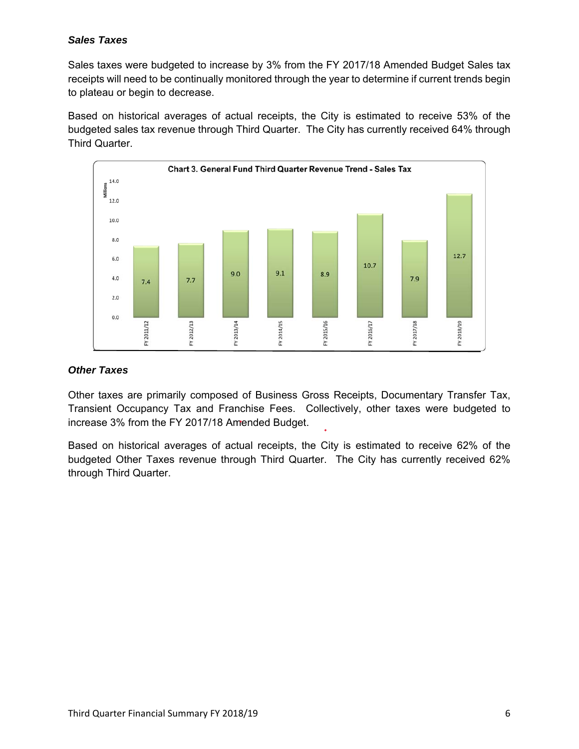### *Sales Taxes*

Sales taxes were budgeted to increase by 3% from the FY 2017/18 Amended Budget Sales tax receipts will need to be continually monitored through the year to determine if current trends begin to plateau or begin to decrease.

Based on historical averages of actual receipts, the City is estimated to receive 53% of the budgeted sales tax revenue through Third Quarter. The City has currently received 64% through Third Quarter.

**Chart 3. General Fund Third Quarter Revenue Trend - Sales Tax**

| Fiscal Year | Sales Tax (Millions) |
|---|---|
| FY 2011/12 | 7.4 |
| FY 2012/13 | 7.7 |
| FY 2013/14 | 9.0 |
| FY 2014/15 | 9.1 |
| FY 2015/16 | 8.9 |
| FY 2016/17 | 10.7 |
| FY 2017/18 | 7.9 |
| FY 2018/19 | 12.7 |

### *Other Taxes*

Other taxes are primarily composed of Business Gross Receipts, Documentary Transfer Tax, Transient Occupancy Tax and Franchise Fees. Collectively, other taxes were budgeted to increase 3% from the FY 2017/18 Amended Budget.

Based on historical averages of actual receipts, the City is estimated to receive 62% of the budgeted Other Taxes revenue through Third Quarter. The City has currently received 62% through Third Quarter.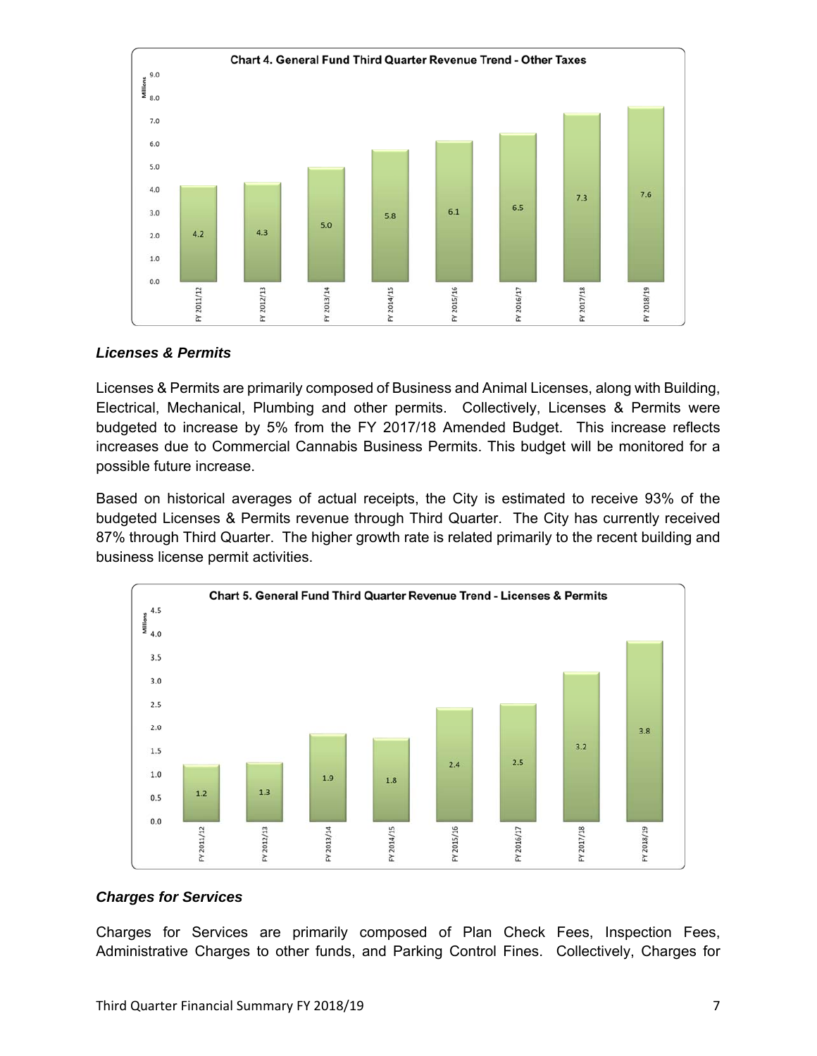**Chart 4. General Fund Third Quarter Revenue Trend - Other Taxes**

| Fiscal Year | Millions |
|---|---|
| FY 2011/12 | 4.2 |
| FY 2012/13 | 4.3 |
| FY 2013/14 | 5.0 |
| FY 2014/15 | 5.8 |
| FY 2015/16 | 6.1 |
| FY 2016/17 | 6.5 |
| FY 2017/18 | 7.3 |
| FY 2018/19 | 7.6 |

### *Licenses & Permits*

Licenses & Permits are primarily composed of Business and Animal Licenses, along with Building, Electrical, Mechanical, Plumbing and other permits. Collectively, Licenses & Permits were budgeted to increase by 5% from the FY 2017/18 Amended Budget. This increase reflects increases due to Commercial Cannabis Business Permits. This budget will be monitored for a possible future increase.

Based on historical averages of actual receipts, the City is estimated to receive 93% of the budgeted Licenses & Permits revenue through Third Quarter. The City has currently received 87% through Third Quarter. The higher growth rate is related primarily to the recent building and business license permit activities.

**Chart 5. General Fund Third Quarter Revenue Trend - Licenses & Permits**

| Fiscal Year | Millions |
|---|---|
| FY 2011/12 | 1.2 |
| FY 2012/13 | 1.3 |
| FY 2013/14 | 1.9 |
| FY 2014/15 | 1.8 |
| FY 2015/16 | 2.4 |
| FY 2016/17 | 2.5 |
| FY 2017/18 | 3.2 |
| FY 2018/19 | 3.8 |

### *Charges for Services*

Charges for Services are primarily composed of Plan Check Fees, Inspection Fees, Administrative Charges to other funds, and Parking Control Fines. Collectively, Charges for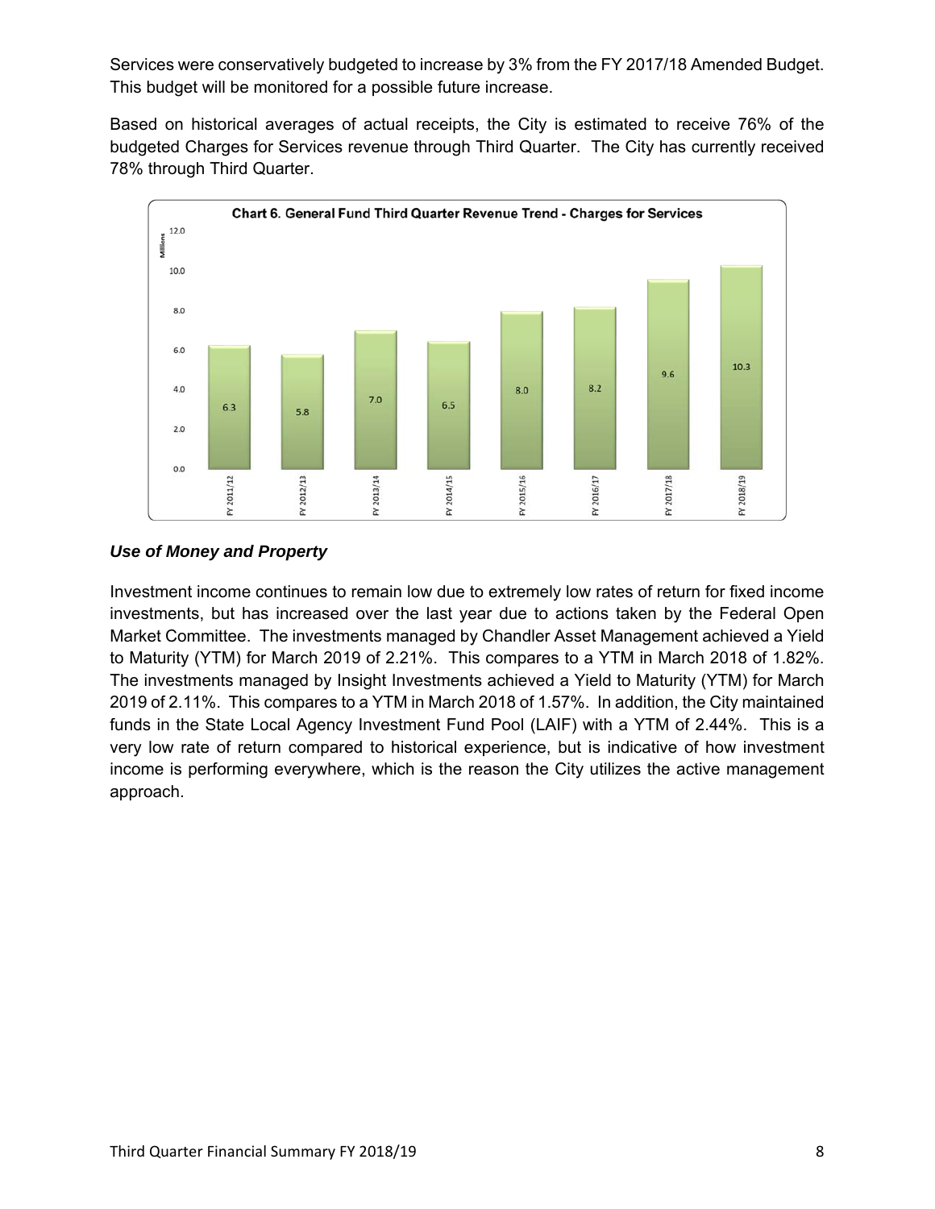Services were conservatively budgeted to increase by 3% from the FY 2017/18 Amended Budget. This budget will be monitored for a possible future increase.

Based on historical averages of actual receipts, the City is estimated to receive 76% of the budgeted Charges for Services revenue through Third Quarter. The City has currently received 78% through Third Quarter.

**Chart 6. General Fund Third Quarter Revenue Trend - Charges for Services**

| Fiscal Year | Millions |
|---|---|
| FY 2011/12 | 6.3 |
| FY 2012/13 | 5.8 |
| FY 2013/14 | 7.0 |
| FY 2014/15 | 6.5 |
| FY 2015/16 | 8.0 |
| FY 2016/17 | 8.2 |
| FY 2017/18 | 9.6 |
| FY 2018/19 | 10.3 |

### *Use of Money and Property*

Investment income continues to remain low due to extremely low rates of return for fixed income investments, but has increased over the last year due to actions taken by the Federal Open Market Committee. The investments managed by Chandler Asset Management achieved a Yield to Maturity (YTM) for March 2019 of 2.21%. This compares to a YTM in March 2018 of 1.82%. The investments managed by Insight Investments achieved a Yield to Maturity (YTM) for March 2019 of 2.11%. This compares to a YTM in March 2018 of 1.57%. In addition, the City maintained funds in the State Local Agency Investment Fund Pool (LAIF) with a YTM of 2.44%. This is a very low rate of return compared to historical experience, but is indicative of how investment income is performing everywhere, which is the reason the City utilizes the active management approach.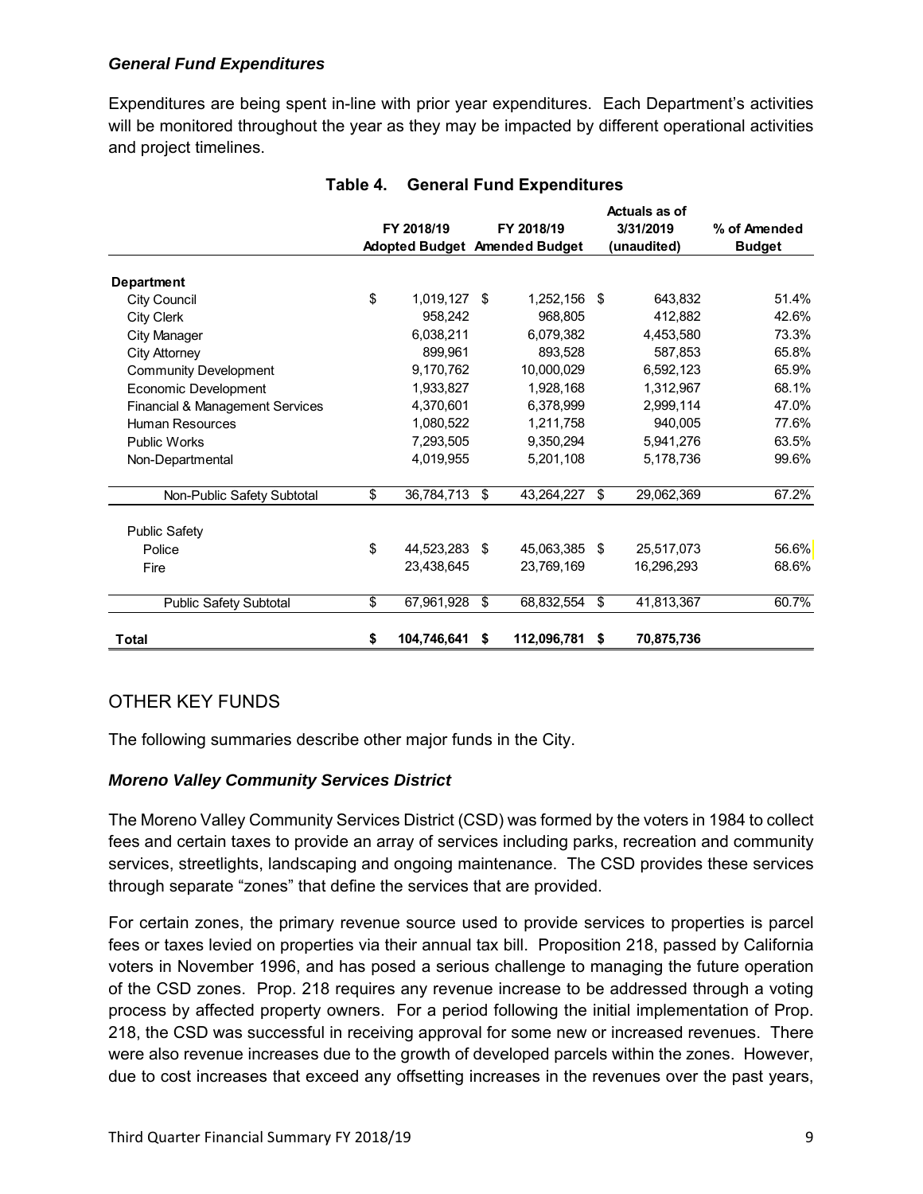### *General Fund Expenditures*

Expenditures are being spent in-line with prior year expenditures. Each Department's activities will be monitored throughout the year as they may be impacted by different operational activities and project timelines.

**Table 4. General Fund Expenditures**

| | FY 2018/19 Adopted Budget | FY 2018/19 Amended Budget | Actuals as of 3/31/2019 (unaudited) | % of Amended Budget |
|---|---|---|---|---|
| **Department** | | | | |
| City Council | $ 1,019,127 | $ 1,252,156 | $ 643,832 | 51.4% |
| City Clerk | 958,242 | 968,805 | 412,882 | 42.6% |
| City Manager | 6,038,211 | 6,079,382 | 4,453,580 | 73.3% |
| City Attorney | 899,961 | 893,528 | 587,853 | 65.8% |
| Community Development | 9,170,762 | 10,000,029 | 6,592,123 | 65.9% |
| Economic Development | 1,933,827 | 1,928,168 | 1,312,967 | 68.1% |
| Financial & Management Services | 4,370,601 | 6,378,999 | 2,999,114 | 47.0% |
| Human Resources | 1,080,522 | 1,211,758 | 940,005 | 77.6% |
| Public Works | 7,293,505 | 9,350,294 | 5,941,276 | 63.5% |
| Non-Departmental | 4,019,955 | 5,201,108 | 5,178,736 | 99.6% |
| Non-Public Safety Subtotal | $ 36,784,713 | $ 43,264,227 | $ 29,062,369 | 67.2% |
| Public Safety | | | | |
| Police | $ 44,523,283 | $ 45,063,385 | $ 25,517,073 | 56.6% |
| Fire | 23,438,645 | 23,769,169 | 16,296,293 | 68.6% |
| Public Safety Subtotal | $ 67,961,928 | $ 68,832,554 | $ 41,813,367 | 60.7% |
| **Total** | **$ 104,746,641** | **$ 112,096,781** | **$ 70,875,736** | |

## OTHER KEY FUNDS

The following summaries describe other major funds in the City.

### *Moreno Valley Community Services District*

The Moreno Valley Community Services District (CSD) was formed by the voters in 1984 to collect fees and certain taxes to provide an array of services including parks, recreation and community services, streetlights, landscaping and ongoing maintenance. The CSD provides these services through separate "zones" that define the services that are provided.

For certain zones, the primary revenue source used to provide services to properties is parcel fees or taxes levied on properties via their annual tax bill. Proposition 218, passed by California voters in November 1996, and has posed a serious challenge to managing the future operation of the CSD zones. Prop. 218 requires any revenue increase to be addressed through a voting process by affected property owners. For a period following the initial implementation of Prop. 218, the CSD was successful in receiving approval for some new or increased revenues. There were also revenue increases due to the growth of developed parcels within the zones. However, due to cost increases that exceed any offsetting increases in the revenues over the past years,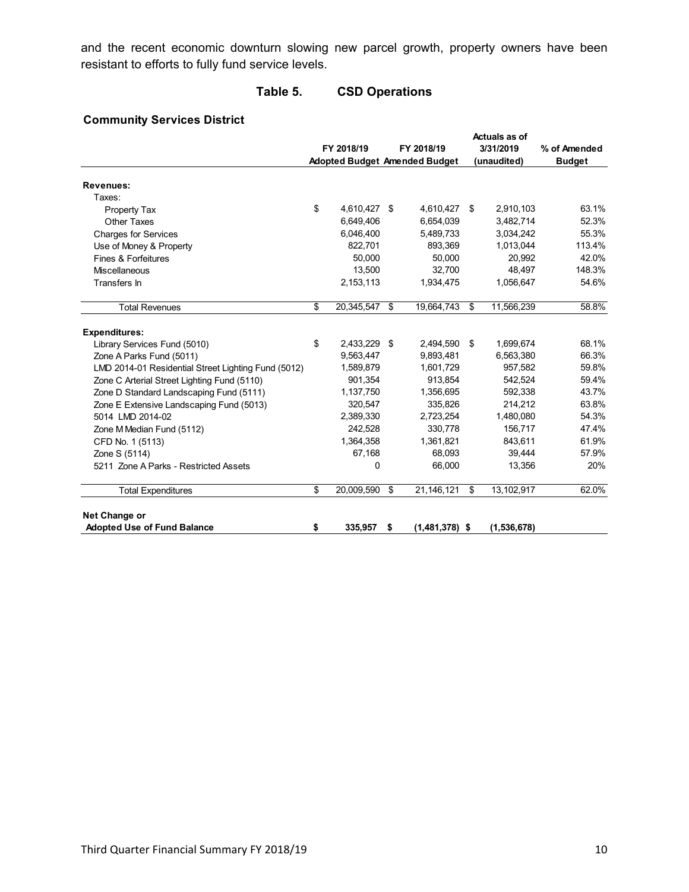and the recent economic downturn slowing new parcel growth, property owners have been resistant to efforts to fully fund service levels.

## Table 5. CSD Operations

### Community Services District

| | FY 2018/19 Adopted Budget | FY 2018/19 Amended Budget | Actuals as of 3/31/2019 (unaudited) | % of Amended Budget |
|---|---|---|---|---|
| **Revenues:** | | | | |
| Taxes: | | | | |
| Property Tax | $ 4,610,427 | $ 4,610,427 | $ 2,910,103 | 63.1% |
| Other Taxes | 6,649,406 | 6,654,039 | 3,482,714 | 52.3% |
| Charges for Services | 6,046,400 | 5,489,733 | 3,034,242 | 55.3% |
| Use of Money & Property | 822,701 | 893,369 | 1,013,044 | 113.4% |
| Fines & Forfeitures | 50,000 | 50,000 | 20,992 | 42.0% |
| Miscellaneous | 13,500 | 32,700 | 48,497 | 148.3% |
| Transfers In | 2,153,113 | 1,934,475 | 1,056,647 | 54.6% |
| Total Revenues | $ 20,345,547 | $ 19,664,743 | $ 11,566,239 | 58.8% |
| **Expenditures:** | | | | |
| Library Services Fund (5010) | $ 2,433,229 | $ 2,494,590 | $ 1,699,674 | 68.1% |
| Zone A Parks Fund (5011) | 9,563,447 | 9,893,481 | 6,563,380 | 66.3% |
| LMD 2014-01 Residential Street Lighting Fund (5012) | 1,589,879 | 1,601,729 | 957,582 | 59.8% |
| Zone C Arterial Street Lighting Fund (5110) | 901,354 | 913,854 | 542,524 | 59.4% |
| Zone D Standard Landscaping Fund (5111) | 1,137,750 | 1,356,695 | 592,338 | 43.7% |
| Zone E Extensive Landscaping Fund (5013) | 320,547 | 335,826 | 214,212 | 63.8% |
| 5014 LMD 2014-02 | 2,389,330 | 2,723,254 | 1,480,080 | 54.3% |
| Zone M Median Fund (5112) | 242,528 | 330,778 | 156,717 | 47.4% |
| CFD No. 1 (5113) | 1,364,358 | 1,361,821 | 843,611 | 61.9% |
| Zone S (5114) | 67,168 | 68,093 | 39,444 | 57.9% |
| 5211 Zone A Parks - Restricted Assets | 0 | 66,000 | 13,356 | 20% |
| Total Expenditures | $ 20,009,590 | $ 21,146,121 | $ 13,102,917 | 62.0% |
| **Net Change or Adopted Use of Fund Balance** | **$ 335,957** | **$ (1,481,378)** | **$ (1,536,678)** | |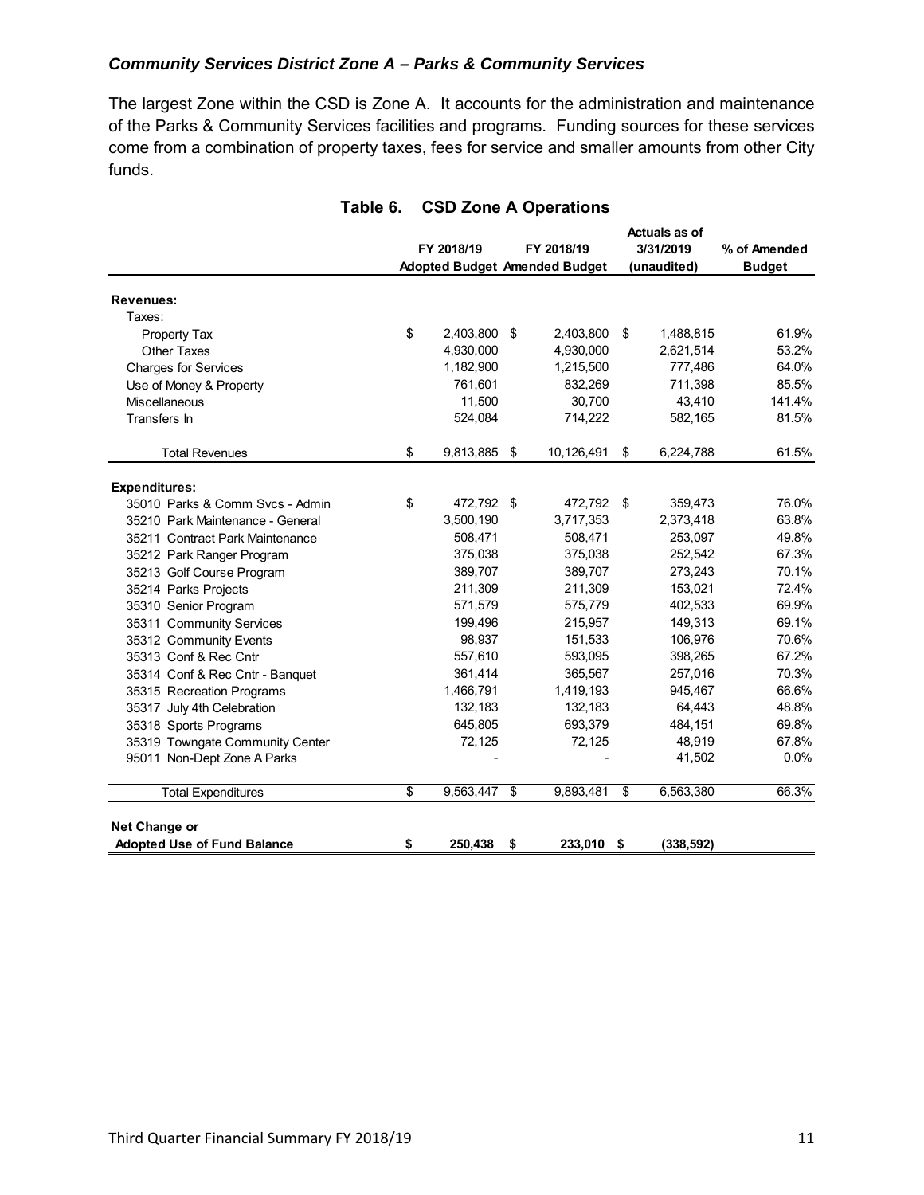### *Community Services District Zone A – Parks & Community Services*

The largest Zone within the CSD is Zone A. It accounts for the administration and maintenance of the Parks & Community Services facilities and programs. Funding sources for these services come from a combination of property taxes, fees for service and smaller amounts from other City funds.

**Table 6. CSD Zone A Operations**

| | FY 2018/19 Adopted Budget | FY 2018/19 Amended Budget | Actuals as of 3/31/2019 (unaudited) | % of Amended Budget |
|---|---|---|---|---|
| **Revenues:** | | | | |
| Taxes: | | | | |
| Property Tax | $ 2,403,800 | $ 2,403,800 | $ 1,488,815 | 61.9% |
| Other Taxes | 4,930,000 | 4,930,000 | 2,621,514 | 53.2% |
| Charges for Services | 1,182,900 | 1,215,500 | 777,486 | 64.0% |
| Use of Money & Property | 761,601 | 832,269 | 711,398 | 85.5% |
| Miscellaneous | 11,500 | 30,700 | 43,410 | 141.4% |
| Transfers In | 524,084 | 714,222 | 582,165 | 81.5% |
| Total Revenues | $ 9,813,885 | $ 10,126,491 | $ 6,224,788 | 61.5% |
| **Expenditures:** | | | | |
| 35010 Parks & Comm Svcs - Admin | $ 472,792 | $ 472,792 | $ 359,473 | 76.0% |
| 35210 Park Maintenance - General | 3,500,190 | 3,717,353 | 2,373,418 | 63.8% |
| 35211 Contract Park Maintenance | 508,471 | 508,471 | 253,097 | 49.8% |
| 35212 Park Ranger Program | 375,038 | 375,038 | 252,542 | 67.3% |
| 35213 Golf Course Program | 389,707 | 389,707 | 273,243 | 70.1% |
| 35214 Parks Projects | 211,309 | 211,309 | 153,021 | 72.4% |
| 35310 Senior Program | 571,579 | 575,779 | 402,533 | 69.9% |
| 35311 Community Services | 199,496 | 215,957 | 149,313 | 69.1% |
| 35312 Community Events | 98,937 | 151,533 | 106,976 | 70.6% |
| 35313 Conf & Rec Cntr | 557,610 | 593,095 | 398,265 | 67.2% |
| 35314 Conf & Rec Cntr - Banquet | 361,414 | 365,567 | 257,016 | 70.3% |
| 35315 Recreation Programs | 1,466,791 | 1,419,193 | 945,467 | 66.6% |
| 35317 July 4th Celebration | 132,183 | 132,183 | 64,443 | 48.8% |
| 35318 Sports Programs | 645,805 | 693,379 | 484,151 | 69.8% |
| 35319 Towngate Community Center | 72,125 | 72,125 | 48,919 | 67.8% |
| 95011 Non-Dept Zone A Parks | - | - | 41,502 | 0.0% |
| Total Expenditures | $ 9,563,447 | $ 9,893,481 | $ 6,563,380 | 66.3% |
| **Net Change or Adopted Use of Fund Balance** | **$ 250,438** | **$ 233,010** | **$ (338,592)** | |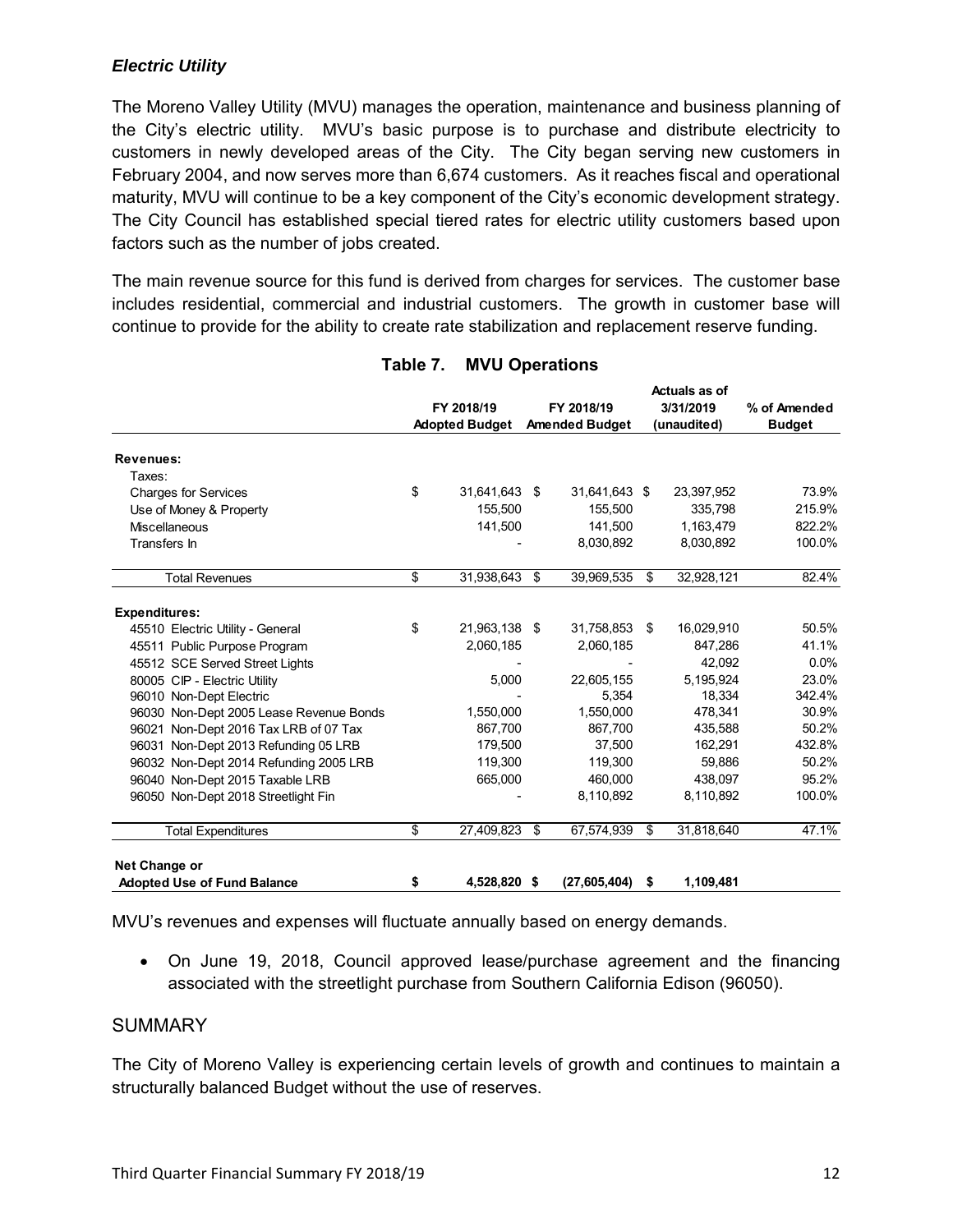### *Electric Utility*

The Moreno Valley Utility (MVU) manages the operation, maintenance and business planning of the City's electric utility. MVU's basic purpose is to purchase and distribute electricity to customers in newly developed areas of the City. The City began serving new customers in February 2004, and now serves more than 6,674 customers. As it reaches fiscal and operational maturity, MVU will continue to be a key component of the City's economic development strategy. The City Council has established special tiered rates for electric utility customers based upon factors such as the number of jobs created.

The main revenue source for this fund is derived from charges for services. The customer base includes residential, commercial and industrial customers. The growth in customer base will continue to provide for the ability to create rate stabilization and replacement reserve funding.

**Table 7. MVU Operations**

| | FY 2018/19 Adopted Budget | FY 2018/19 Amended Budget | Actuals as of 3/31/2019 (unaudited) | % of Amended Budget |
|---|---|---|---|---|
| **Revenues:** | | | | |
| Taxes: | | | | |
| Charges for Services | $ 31,641,643 | $ 31,641,643 | $ 23,397,952 | 73.9% |
| Use of Money & Property | 155,500 | 155,500 | 335,798 | 215.9% |
| Miscellaneous | 141,500 | 141,500 | 1,163,479 | 822.2% |
| Transfers In | - | 8,030,892 | 8,030,892 | 100.0% |
| Total Revenues | $ 31,938,643 | $ 39,969,535 | $ 32,928,121 | 82.4% |
| **Expenditures:** | | | | |
| 45510 Electric Utility - General | $ 21,963,138 | $ 31,758,853 | $ 16,029,910 | 50.5% |
| 45511 Public Purpose Program | 2,060,185 | 2,060,185 | 847,286 | 41.1% |
| 45512 SCE Served Street Lights | - | - | 42,092 | 0.0% |
| 80005 CIP - Electric Utility | 5,000 | 22,605,155 | 5,195,924 | 23.0% |
| 96010 Non-Dept Electric | - | 5,354 | 18,334 | 342.4% |
| 96030 Non-Dept 2005 Lease Revenue Bonds | 1,550,000 | 1,550,000 | 478,341 | 30.9% |
| 96021 Non-Dept 2016 Tax LRB of 07 Tax | 867,700 | 867,700 | 435,588 | 50.2% |
| 96031 Non-Dept 2013 Refunding 05 LRB | 179,500 | 37,500 | 162,291 | 432.8% |
| 96032 Non-Dept 2014 Refunding 2005 LRB | 119,300 | 119,300 | 59,886 | 50.2% |
| 96040 Non-Dept 2015 Taxable LRB | 665,000 | 460,000 | 438,097 | 95.2% |
| 96050 Non-Dept 2018 Streetlight Fin | - | 8,110,892 | 8,110,892 | 100.0% |
| Total Expenditures | $ 27,409,823 | $ 67,574,939 | $ 31,818,640 | 47.1% |
| **Net Change or Adopted Use of Fund Balance** | **$ 4,528,820** | **$ (27,605,404)** | **$ 1,109,481** | |

MVU's revenues and expenses will fluctuate annually based on energy demands.

- On June 19, 2018, Council approved lease/purchase agreement and the financing associated with the streetlight purchase from Southern California Edison (96050).

## SUMMARY

The City of Moreno Valley is experiencing certain levels of growth and continues to maintain a structurally balanced Budget without the use of reserves.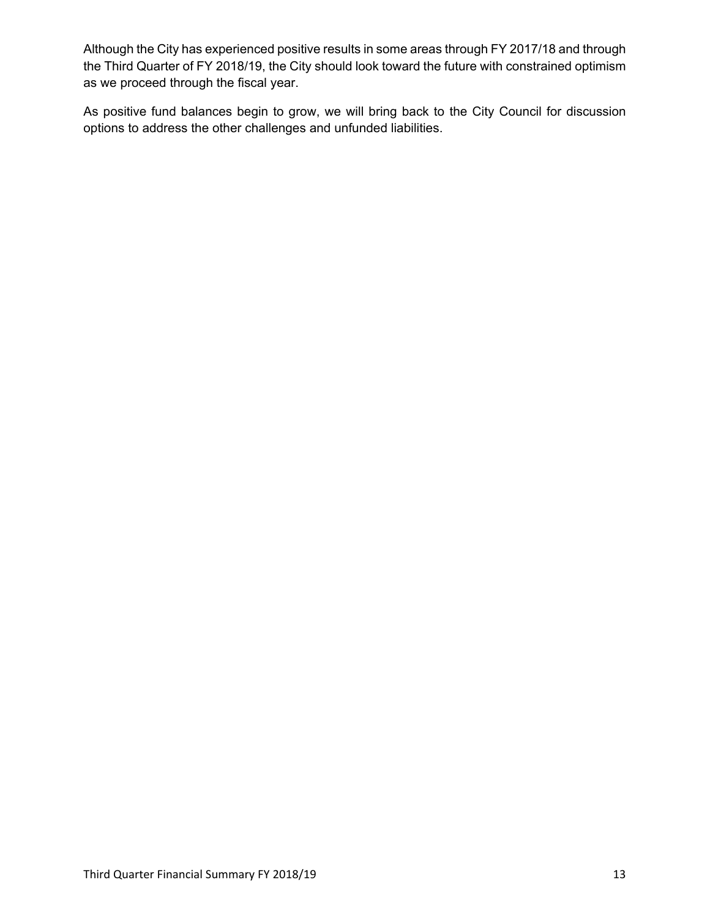Although the City has experienced positive results in some areas through FY 2017/18 and through the Third Quarter of FY 2018/19, the City should look toward the future with constrained optimism as we proceed through the fiscal year.

As positive fund balances begin to grow, we will bring back to the City Council for discussion options to address the other challenges and unfunded liabilities.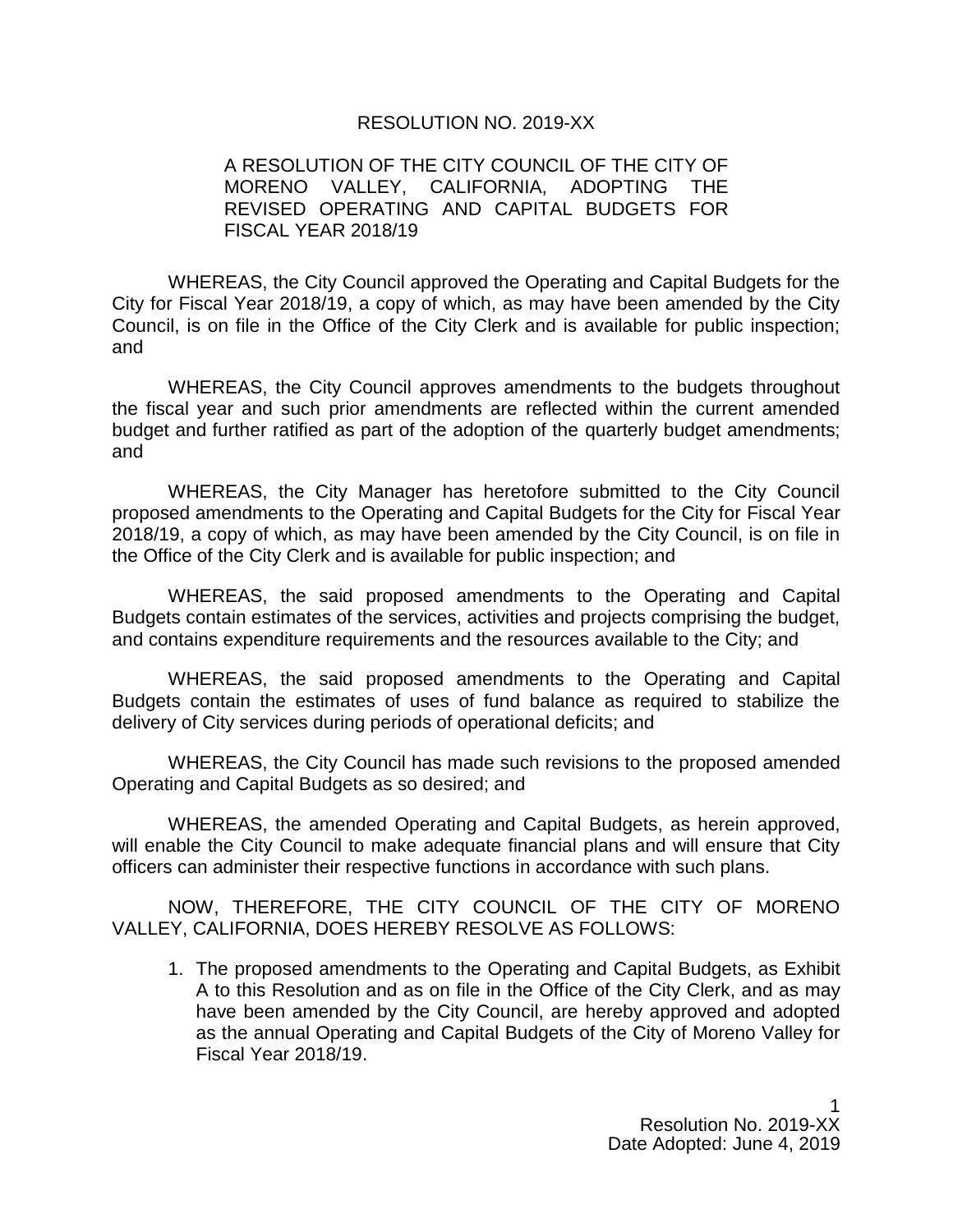RESOLUTION NO. 2019-XX

A RESOLUTION OF THE CITY COUNCIL OF THE CITY OF MORENO VALLEY, CALIFORNIA, ADOPTING THE REVISED OPERATING AND CAPITAL BUDGETS FOR FISCAL YEAR 2018/19

WHEREAS, the City Council approved the Operating and Capital Budgets for the City for Fiscal Year 2018/19, a copy of which, as may have been amended by the City Council, is on file in the Office of the City Clerk and is available for public inspection; and

WHEREAS, the City Council approves amendments to the budgets throughout the fiscal year and such prior amendments are reflected within the current amended budget and further ratified as part of the adoption of the quarterly budget amendments; and

WHEREAS, the City Manager has heretofore submitted to the City Council proposed amendments to the Operating and Capital Budgets for the City for Fiscal Year 2018/19, a copy of which, as may have been amended by the City Council, is on file in the Office of the City Clerk and is available for public inspection; and

WHEREAS, the said proposed amendments to the Operating and Capital Budgets contain estimates of the services, activities and projects comprising the budget, and contains expenditure requirements and the resources available to the City; and

WHEREAS, the said proposed amendments to the Operating and Capital Budgets contain the estimates of uses of fund balance as required to stabilize the delivery of City services during periods of operational deficits; and

WHEREAS, the City Council has made such revisions to the proposed amended Operating and Capital Budgets as so desired; and

WHEREAS, the amended Operating and Capital Budgets, as herein approved, will enable the City Council to make adequate financial plans and will ensure that City officers can administer their respective functions in accordance with such plans.

NOW, THEREFORE, THE CITY COUNCIL OF THE CITY OF MORENO VALLEY, CALIFORNIA, DOES HEREBY RESOLVE AS FOLLOWS:

1. The proposed amendments to the Operating and Capital Budgets, as Exhibit A to this Resolution and as on file in the Office of the City Clerk, and as may have been amended by the City Council, are hereby approved and adopted as the annual Operating and Capital Budgets of the City of Moreno Valley for Fiscal Year 2018/19.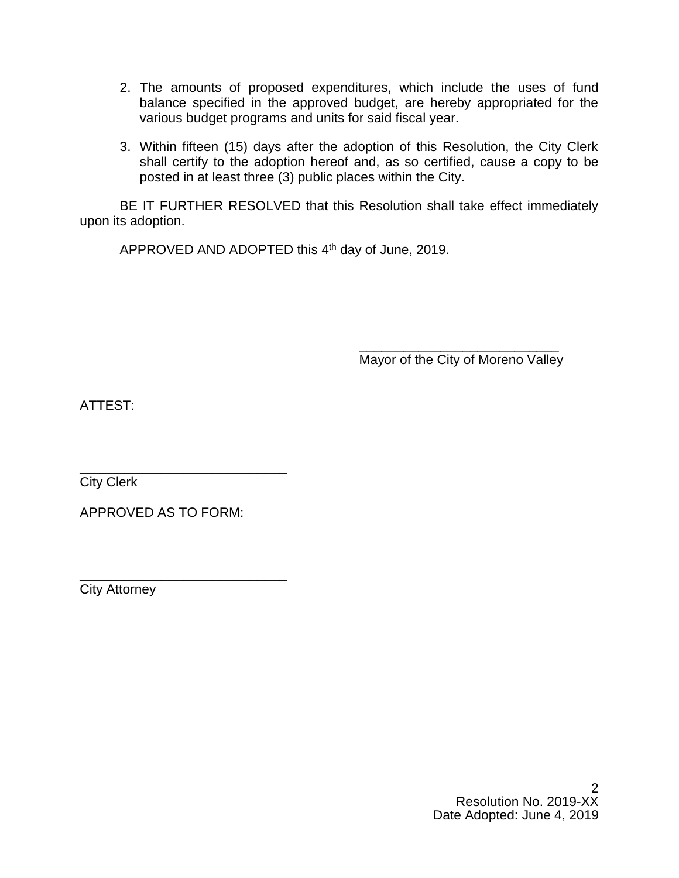2. The amounts of proposed expenditures, which include the uses of fund balance specified in the approved budget, are hereby appropriated for the various budget programs and units for said fiscal year.

3. Within fifteen (15) days after the adoption of this Resolution, the City Clerk shall certify to the adoption hereof and, as so certified, cause a copy to be posted in at least three (3) public places within the City.

BE IT FURTHER RESOLVED that this Resolution shall take effect immediately upon its adoption.

APPROVED AND ADOPTED this 4th day of June, 2019.

\_\_\_\_\_\_\_\_\_\_\_\_\_\_\_\_\_\_\_\_\_\_\_\_\_\_\_\_
Mayor of the City of Moreno Valley

ATTEST:

\_\_\_\_\_\_\_\_\_\_\_\_\_\_\_\_\_\_\_\_\_\_\_\_\_\_\_\_
City Clerk

APPROVED AS TO FORM:

\_\_\_\_\_\_\_\_\_\_\_\_\_\_\_\_\_\_\_\_\_\_\_\_\_\_\_\_
City Attorney

Resolution No. 2019-XX
Date Adopted: June 4, 2019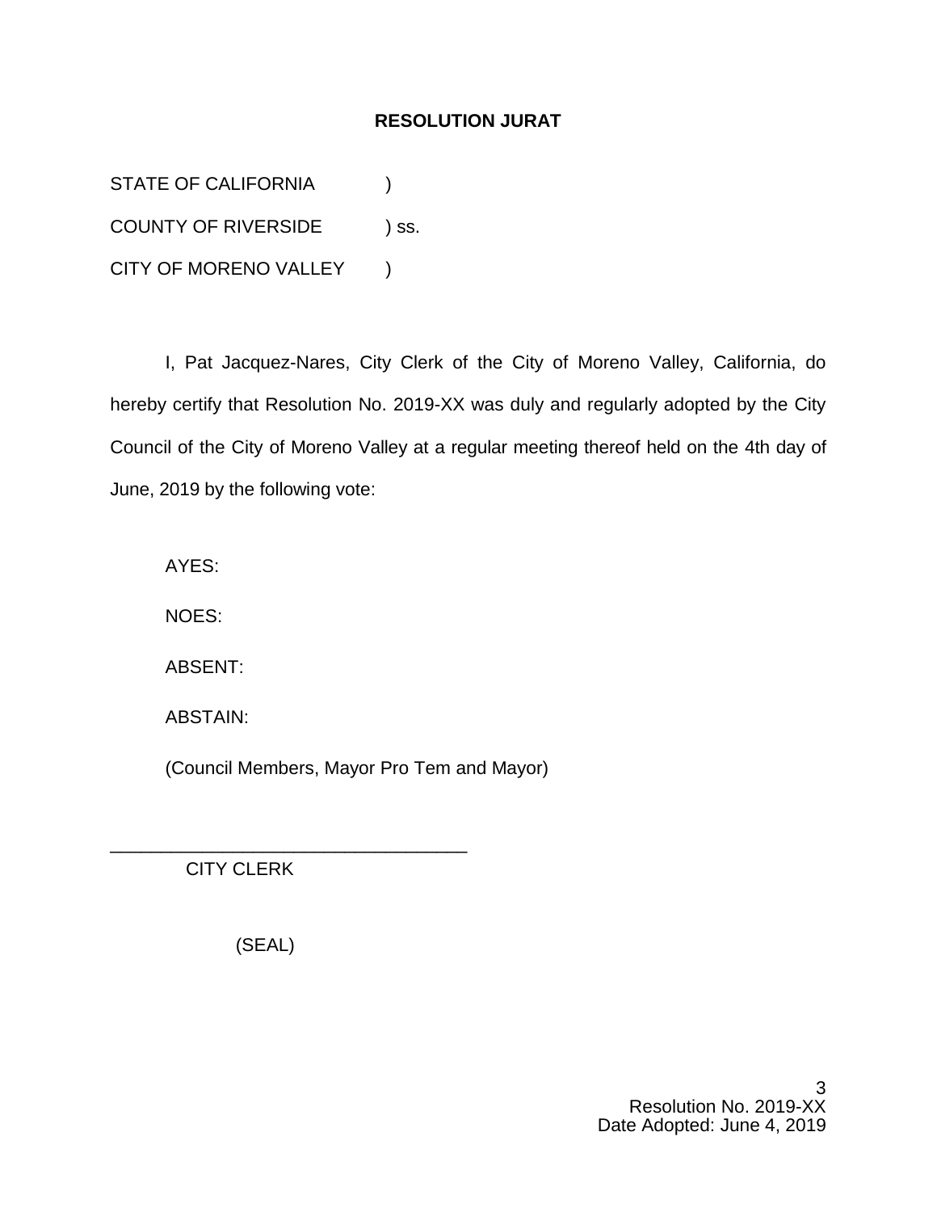**RESOLUTION JURAT**

STATE OF CALIFORNIA )
COUNTY OF RIVERSIDE ) ss.
CITY OF MORENO VALLEY )

I, Pat Jacquez-Nares, City Clerk of the City of Moreno Valley, California, do hereby certify that Resolution No. 2019-XX was duly and regularly adopted by the City Council of the City of Moreno Valley at a regular meeting thereof held on the 4th day of June, 2019 by the following vote:

AYES:

NOES:

ABSENT:

ABSTAIN:

(Council Members, Mayor Pro Tem and Mayor)

___________________________________
CITY CLERK

(SEAL)

Resolution No. 2019-XX
Date Adopted: June 4, 2019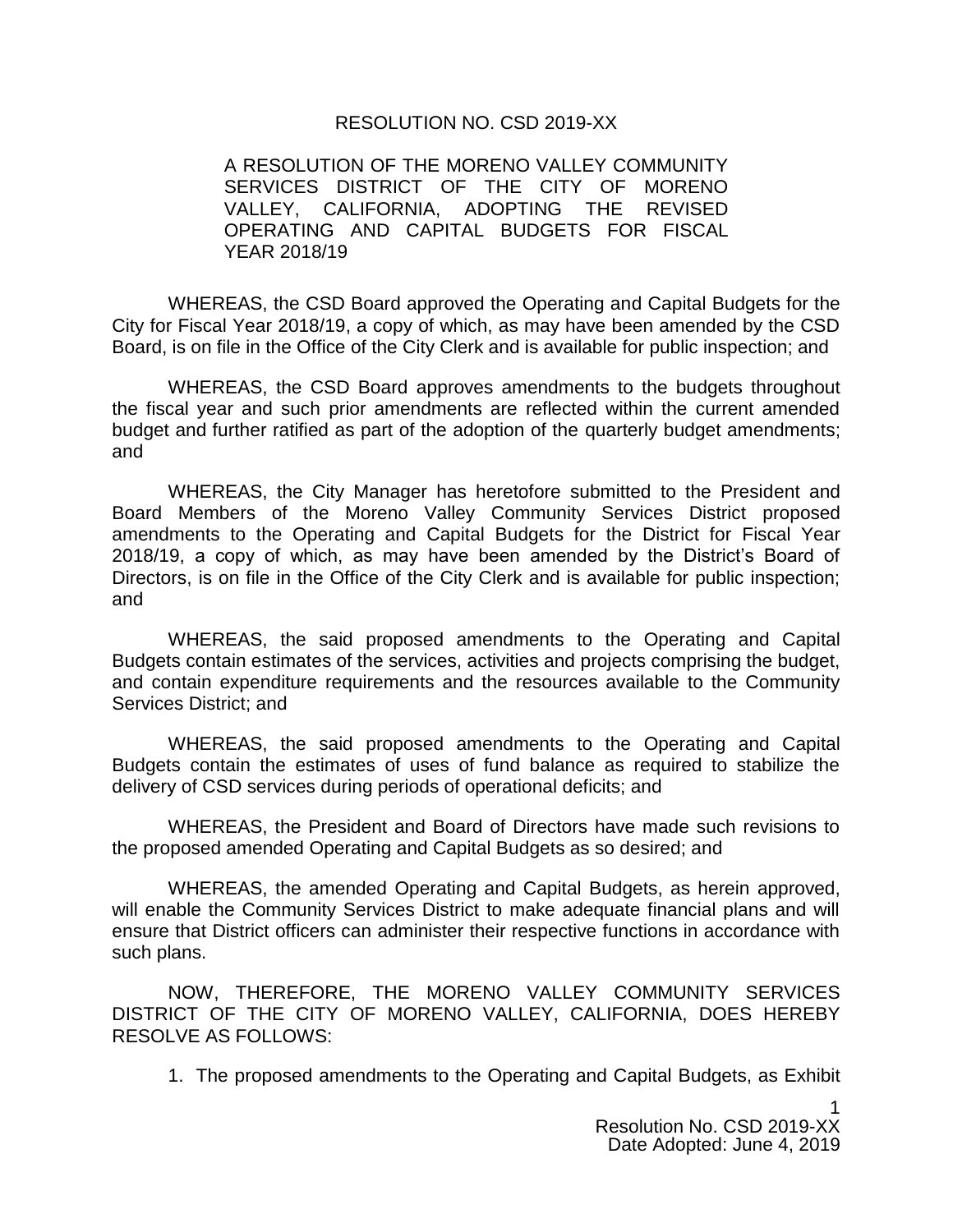RESOLUTION NO. CSD 2019-XX

A RESOLUTION OF THE MORENO VALLEY COMMUNITY SERVICES DISTRICT OF THE CITY OF MORENO VALLEY, CALIFORNIA, ADOPTING THE REVISED OPERATING AND CAPITAL BUDGETS FOR FISCAL YEAR 2018/19

WHEREAS, the CSD Board approved the Operating and Capital Budgets for the City for Fiscal Year 2018/19, a copy of which, as may have been amended by the CSD Board, is on file in the Office of the City Clerk and is available for public inspection; and

WHEREAS, the CSD Board approves amendments to the budgets throughout the fiscal year and such prior amendments are reflected within the current amended budget and further ratified as part of the adoption of the quarterly budget amendments; and

WHEREAS, the City Manager has heretofore submitted to the President and Board Members of the Moreno Valley Community Services District proposed amendments to the Operating and Capital Budgets for the District for Fiscal Year 2018/19, a copy of which, as may have been amended by the District's Board of Directors, is on file in the Office of the City Clerk and is available for public inspection; and

WHEREAS, the said proposed amendments to the Operating and Capital Budgets contain estimates of the services, activities and projects comprising the budget, and contain expenditure requirements and the resources available to the Community Services District; and

WHEREAS, the said proposed amendments to the Operating and Capital Budgets contain the estimates of uses of fund balance as required to stabilize the delivery of CSD services during periods of operational deficits; and

WHEREAS, the President and Board of Directors have made such revisions to the proposed amended Operating and Capital Budgets as so desired; and

WHEREAS, the amended Operating and Capital Budgets, as herein approved, will enable the Community Services District to make adequate financial plans and will ensure that District officers can administer their respective functions in accordance with such plans.

NOW, THEREFORE, THE MORENO VALLEY COMMUNITY SERVICES DISTRICT OF THE CITY OF MORENO VALLEY, CALIFORNIA, DOES HEREBY RESOLVE AS FOLLOWS:

1. The proposed amendments to the Operating and Capital Budgets, as Exhibit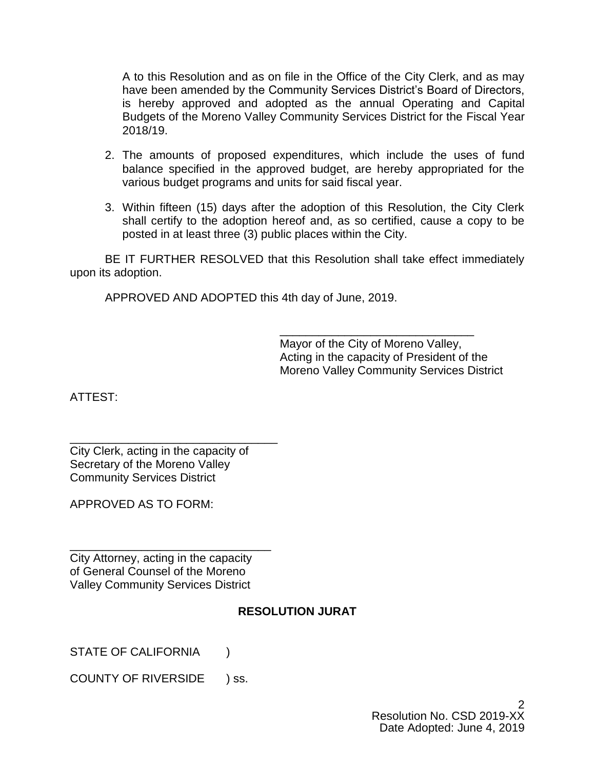A to this Resolution and as on file in the Office of the City Clerk, and as may have been amended by the Community Services District's Board of Directors, is hereby approved and adopted as the annual Operating and Capital Budgets of the Moreno Valley Community Services District for the Fiscal Year 2018/19.

2. The amounts of proposed expenditures, which include the uses of fund balance specified in the approved budget, are hereby appropriated for the various budget programs and units for said fiscal year.

3. Within fifteen (15) days after the adoption of this Resolution, the City Clerk shall certify to the adoption hereof and, as so certified, cause a copy to be posted in at least three (3) public places within the City.

BE IT FURTHER RESOLVED that this Resolution shall take effect immediately upon its adoption.

APPROVED AND ADOPTED this 4th day of June, 2019.

\_\_\_\_\_\_\_\_\_\_\_\_\_\_\_\_\_\_\_\_\_\_\_\_\_\_\_\_\_\_
Mayor of the City of Moreno Valley,
Acting in the capacity of President of the
Moreno Valley Community Services District

ATTEST:

\_\_\_\_\_\_\_\_\_\_\_\_\_\_\_\_\_\_\_\_\_\_\_\_\_\_\_\_\_\_
City Clerk, acting in the capacity of
Secretary of the Moreno Valley
Community Services District

APPROVED AS TO FORM:

\_\_\_\_\_\_\_\_\_\_\_\_\_\_\_\_\_\_\_\_\_\_\_\_\_\_\_\_\_\_
City Attorney, acting in the capacity
of General Counsel of the Moreno
Valley Community Services District

**RESOLUTION JURAT**

STATE OF CALIFORNIA )

COUNTY OF RIVERSIDE ) ss.

Resolution No. CSD 2019-XX
Date Adopted: June 4, 2019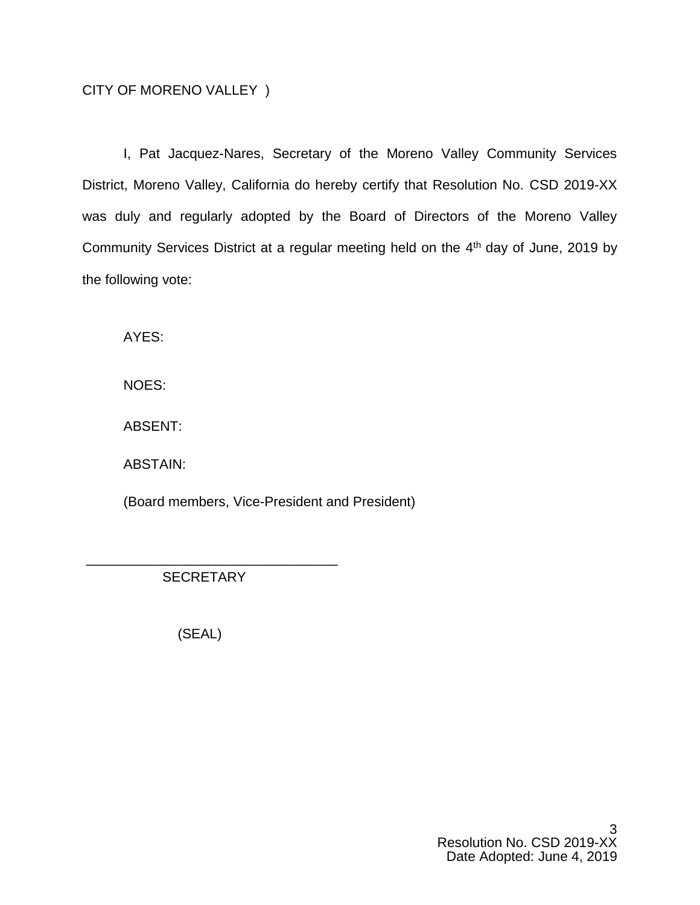CITY OF MORENO VALLEY )

I, Pat Jacquez-Nares, Secretary of the Moreno Valley Community Services District, Moreno Valley, California do hereby certify that Resolution No. CSD 2019-XX was duly and regularly adopted by the Board of Directors of the Moreno Valley Community Services District at a regular meeting held on the 4th day of June, 2019 by the following vote:

AYES:

NOES:

ABSENT:

ABSTAIN:

(Board members, Vice-President and President)

\_\_\_\_\_\_\_\_\_\_\_\_\_\_\_\_\_\_\_\_\_\_\_\_\_\_\_\_\_\_\_\_\_\_

SECRETARY

(SEAL)

Resolution No. CSD 2019-XX
Date Adopted: June 4, 2019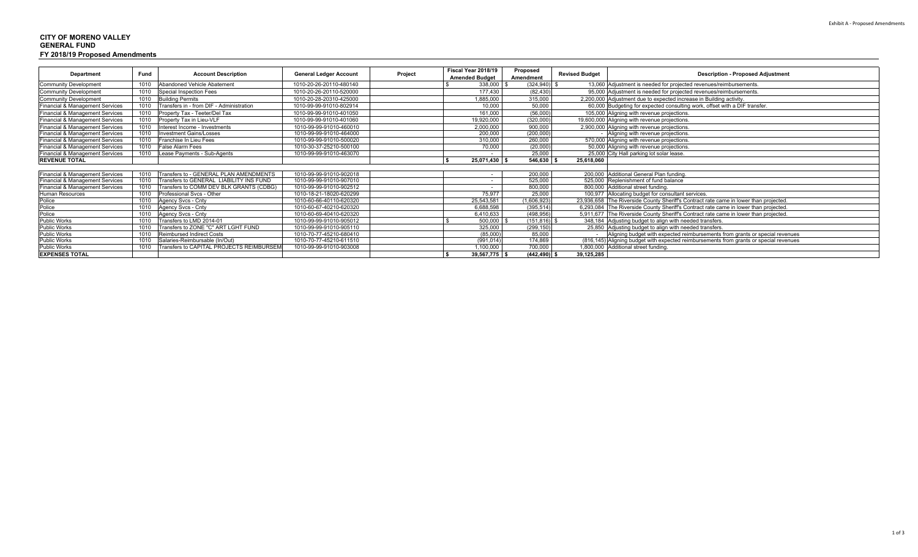**CITY OF MORENO VALLEY**
**GENERAL FUND**
**FY 2018/19 Proposed Amendments**

| Department | Fund | Account Description | General Ledger Account | Project | Fiscal Year 2018/19 Amended Budget | Proposed Amendment | Revised Budget | Description - Proposed Adjustment |
|---|---|---|---|---|---|---|---|---|
| Community Development | 1010 | Abandoned Vehicle Abatement | 1010-20-26-20110-480140 | | $ 338,000 | $ (324,940) | $ 13,060 | Adjustment is needed for projected revenues/reimbursements. |
| Community Development | 1010 | Special Inspection Fees | 1010-20-26-20110-520000 | | 177,430 | (82,430) | 95,000 | Adjustment is needed for projected revenues/reimbursements. |
| Community Development | 1010 | Building Permits | 1010-20-28-20310-425000 | | 1,885,000 | 315,000 | 2,200,000 | Adjustment due to expected increase in Building activity. |
| Financial & Management Services | 1010 | Transfers in - from DIF - Administration | 1010-99-99-91010-802914 | | 10,000 | 50,000 | 60,000 | Budgeting for expected consulting work, offset with a DIF transfer. |
| Financial & Management Services | 1010 | Property Tax - Teeter/Del Tax | 1010-99-99-91010-401050 | | 161,000 | (56,000) | 105,000 | Aligning with revenue projections. |
| Financial & Management Services | 1010 | Property Tax in Lieu-VLF | 1010-99-99-91010-401060 | | 19,920,000 | (320,000) | 19,600,000 | Aligning with revenue projections. |
| Financial & Management Services | 1010 | Interest Income - Investments | 1010-99-99-91010-460010 | | 2,000,000 | 900,000 | 2,900,000 | Aligning with revenue projections. |
| Financial & Management Services | 1010 | Investment Gains/Losses | 1010-99-99-91010-464000 | | 200,000 | (200,000) | - | Aligning with revenue projections. |
| Financial & Management Services | 1010 | Franchise In Lieu Fees | 1010-99-99-91010-500020 | | 310,000 | 260,000 | 570,000 | Aligning with revenue projections. |
| Financial & Management Services | 1010 | False Alarm Fees | 1010-30-37-25210-500100 | | 70,000 | (20,000) | 50,000 | Aligning with revenue projections. |
| Financial & Management Services | 1010 | Lease Payments - Sub-Agents | 1010-99-99-91010-463070 | | - | 25,000 | 25,000 | City Hall parking lot solar lease. |
| **REVENUE TOTAL** | | | | | **$ 25,071,430** | **$ 546,630** | **$ 25,618,060** | |
| | | | | | | | | |
| Financial & Management Services | 1010 | Transfers to - GENERAL PLAN AMENDMENTS | 1010-99-99-91010-902018 | | - | 200,000 | 200,000 | Additional General Plan funding. |
| Financial & Management Services | 1010 | Transfers to GENERAL LIABILITY INS FUND | 1010-99-99-91010-907010 | | - | 525,000 | 525,000 | Replenishment of fund balance |
| Financial & Management Services | 1010 | Transfers to COMM DEV BLK GRANTS (CDBG) | 1010-99-99-91010-902512 | | - | 800,000 | 800,000 | Additional street funding. |
| Human Resources | 1010 | Professional Svcs - Other | 1010-18-21-18020-620299 | | 75,977 | 25,000 | 100,977 | Allocating budget for consultant services. |
| Police | 1010 | Agency Svcs - Cnty | 1010-60-66-40110-620320 | | 25,543,581 | (1,606,923) | 23,936,658 | The Riverside County Sheriff's Contract rate came in lower than projected. |
| Police | 1010 | Agency Svcs - Cnty | 1010-60-67-40210-620320 | | 6,688,598 | (395,514) | 6,293,084 | The Riverside County Sheriff's Contract rate came in lower than projected. |
| Police | 1010 | Agency Svcs - Cnty | 1010-60-69-40410-620320 | | 6,410,633 | (498,956) | 5,911,677 | The Riverside County Sheriff's Contract rate came in lower than projected. |
| Public Works | 1010 | Transfers to LMD 2014-01 | 1010-99-99-91010-905012 | | $ 500,000 | $ (151,816) | $ 348,184 | Adjusting budget to align with needed transfers. |
| Public Works | 1010 | Transfers to ZONE "C" ART LGHT FUND | 1010-99-99-91010-905110 | | 325,000 | (299,150) | 25,850 | Adjusting budget to align with needed transfers. |
| Public Works | 1010 | Reimbursed Indirect Costs | 1010-70-77-45210-680410 | | (85,000) | 85,000 | - | Aligning budget with expected reimbursements from grants or special revenues |
| Public Works | 1010 | Salaries-Reimbursable (In/Out) | 1010-70-77-45210-611510 | | (991,014) | 174,869 | (816,145) | Aligning budget with expected reimbursements from grants or special revenues |
| Public Works | 1010 | Transfers to CAPITAL PROJECTS REIMBURSEM | 1010-99-99-91010-903008 | | 1,100,000 | 700,000 | 1,800,000 | Additional street funding. |
| **EXPENSES TOTAL** | | | | | **$ 39,567,775** | **$ (442,490)** | **$ 39,125,285** | |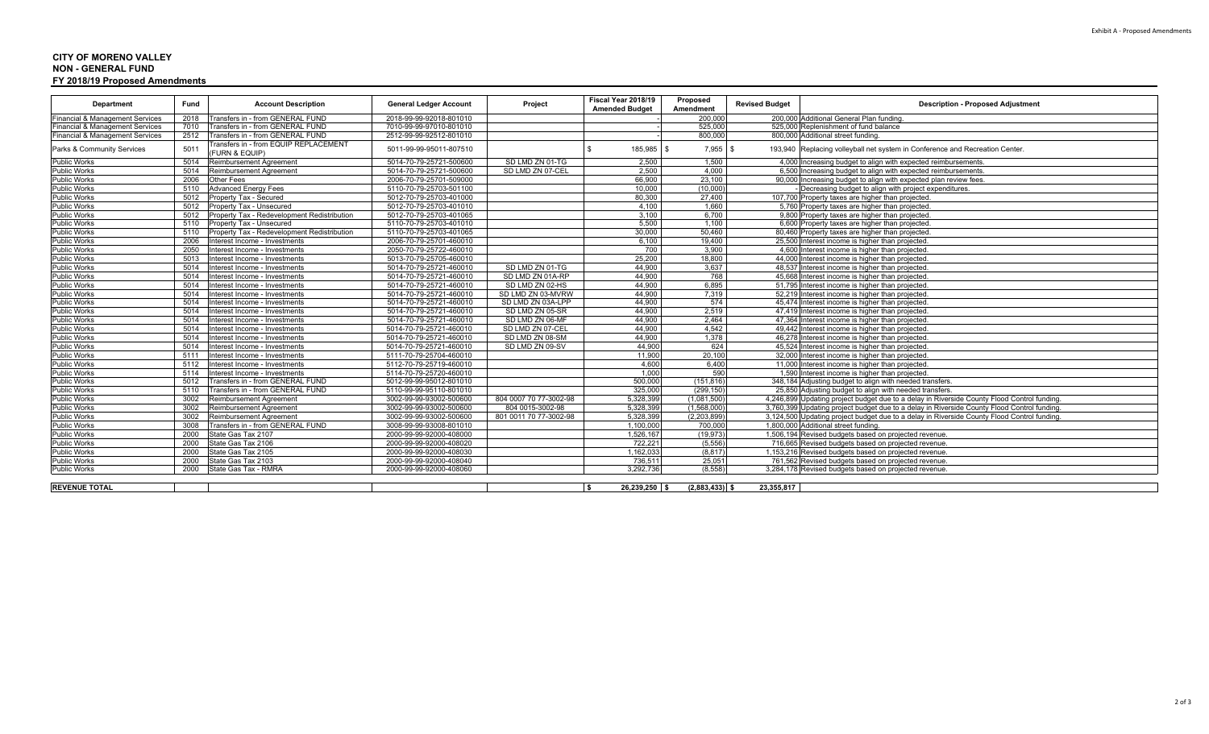**CITY OF MORENO VALLEY**
**NON - GENERAL FUND**
**FY 2018/19 Proposed Amendments**

| Department | Fund | Account Description | General Ledger Account | Project | Fiscal Year 2018/19 Amended Budget | Proposed Amendment | Revised Budget | Description - Proposed Adjustment |
|---|---|---|---|---|---|---|---|---|
| Financial & Management Services | 2018 | Transfers in - from GENERAL FUND | 2018-99-99-92018-801010 | | - | 200,000 | 200,000 | Additional General Plan funding. |
| Financial & Management Services | 7010 | Transfers in - from GENERAL FUND | 7010-99-99-97010-801010 | | - | 525,000 | 525,000 | Replenishment of fund balance |
| Financial & Management Services | 2512 | Transfers in - from GENERAL FUND | 2512-99-99-92512-801010 | | - | 800,000 | 800,000 | Additional street funding. |
| Parks & Community Services | 5011 | Transfers in - from EQUIP REPLACEMENT (FURN & EQUIP) | 5011-99-99-95011-807510 | | $ 185,985 | $ 7,955 | $ 193,940 | Replacing volleyball net system in Conference and Recreation Center. |
| Public Works | 5014 | Reimbursement Agreement | 5014-70-79-25721-500600 | SD LMD ZN 01-TG | 2,500 | 1,500 | 4,000 | Increasing budget to align with expected reimbursements. |
| Public Works | 5014 | Reimbursement Agreement | 5014-70-79-25721-500600 | SD LMD ZN 07-CEL | 2,500 | 4,000 | 6,500 | Increasing budget to align with expected reimbursements. |
| Public Works | 2006 | Other Fees | 2006-70-79-25701-509000 | | 66,900 | 23,100 | 90,000 | Increasing budget to align with expected plan review fees. |
| Public Works | 5110 | Advanced Energy Fees | 5110-70-79-25703-501100 | | 10,000 | (10,000) | - | Decreasing budget to align with project expenditures. |
| Public Works | 5012 | Property Tax - Secured | 5012-70-79-25703-401000 | | 80,300 | 27,400 | 107,700 | Property taxes are higher than projected. |
| Public Works | 5012 | Property Tax - Unsecured | 5012-70-79-25703-401010 | | 4,100 | 1,660 | 5,760 | Property taxes are higher than projected. |
| Public Works | 5012 | Property Tax - Redevelopment Redistribution | 5012-70-79-25703-401065 | | 3,100 | 6,700 | 9,800 | Property taxes are higher than projected. |
| Public Works | 5110 | Property Tax - Unsecured | 5110-70-79-25703-401010 | | 5,500 | 1,100 | 6,600 | Property taxes are higher than projected. |
| Public Works | 5110 | Property Tax - Redevelopment Redistribution | 5110-70-79-25703-401065 | | 30,000 | 50,460 | 80,460 | Property taxes are higher than projected. |
| Public Works | 2006 | Interest Income - Investments | 2006-70-79-25701-460010 | | 6,100 | 19,400 | 25,500 | Interest income is higher than projected. |
| Public Works | 2050 | Interest Income - Investments | 2050-70-79-25722-460010 | | 700 | 3,900 | 4,600 | Interest income is higher than projected. |
| Public Works | 5013 | Interest Income - Investments | 5013-70-79-25705-460010 | | 25,200 | 18,800 | 44,000 | Interest income is higher than projected. |
| Public Works | 5014 | Interest Income - Investments | 5014-70-79-25721-460010 | SD LMD ZN 01-TG | 44,900 | 3,637 | 48,537 | Interest income is higher than projected. |
| Public Works | 5014 | Interest Income - Investments | 5014-70-79-25721-460010 | SD LMD ZN 01A-RP | 44,900 | 768 | 45,668 | Interest income is higher than projected. |
| Public Works | 5014 | Interest Income - Investments | 5014-70-79-25721-460010 | SD LMD ZN 02-HS | 44,900 | 6,895 | 51,795 | Interest income is higher than projected. |
| Public Works | 5014 | Interest Income - Investments | 5014-70-79-25721-460010 | SD LMD ZN 03-MVRW | 44,900 | 7,319 | 52,219 | Interest income is higher than projected. |
| Public Works | 5014 | Interest Income - Investments | 5014-70-79-25721-460010 | SD LMD ZN 03A-LPP | 44,900 | 574 | 45,474 | Interest income is higher than projected. |
| Public Works | 5014 | Interest Income - Investments | 5014-70-79-25721-460010 | SD LMD ZN 05-SR | 44,900 | 2,519 | 47,419 | Interest income is higher than projected. |
| Public Works | 5014 | Interest Income - Investments | 5014-70-79-25721-460010 | SD LMD ZN 06-MF | 44,900 | 2,464 | 47,364 | Interest income is higher than projected. |
| Public Works | 5014 | Interest Income - Investments | 5014-70-79-25721-460010 | SD LMD ZN 07-CEL | 44,900 | 4,542 | 49,442 | Interest income is higher than projected. |
| Public Works | 5014 | Interest Income - Investments | 5014-70-79-25721-460010 | SD LMD ZN 08-SM | 44,900 | 1,378 | 46,278 | Interest income is higher than projected. |
| Public Works | 5014 | Interest Income - Investments | 5014-70-79-25721-460010 | SD LMD ZN 09-SV | 44,900 | 624 | 45,524 | Interest income is higher than projected. |
| Public Works | 5111 | Interest Income - Investments | 5111-70-79-25704-460010 | | 11,900 | 20,100 | 32,000 | Interest income is higher than projected. |
| Public Works | 5112 | Interest Income - Investments | 5112-70-79-25719-460010 | | 4,600 | 6,400 | 11,000 | Interest income is higher than projected. |
| Public Works | 5114 | Interest Income - Investments | 5114-70-79-25720-460010 | | 1,000 | 590 | 1,590 | Interest income is higher than projected. |
| Public Works | 5012 | Transfers in - from GENERAL FUND | 5012-99-99-95012-801010 | | 500,000 | (151,816) | 348,184 | Adjusting budget to align with needed transfers. |
| Public Works | 5110 | Transfers in - from GENERAL FUND | 5110-99-99-95110-801010 | | 325,000 | (299,150) | 25,850 | Adjusting budget to align with needed transfers. |
| Public Works | 3002 | Reimbursement Agreement | 3002-99-99-93002-500600 | 804 0007 70 77-3002-98 | 5,328,399 | (1,081,500) | 4,246,899 | Updating project budget due to a delay in Riverside County Flood Control funding. |
| Public Works | 3002 | Reimbursement Agreement | 3002-99-99-93002-500600 | 804 0015-3002-98 | 5,328,399 | (1,568,000) | 3,760,399 | Updating project budget due to a delay in Riverside County Flood Control funding. |
| Public Works | 3002 | Reimbursement Agreement | 3002-99-99-93002-500600 | 801 0011 70 77-3002-98 | 5,328,399 | (2,203,899) | 3,124,500 | Updating project budget due to a delay in Riverside County Flood Control funding. |
| Public Works | 3008 | Transfers in - from GENERAL FUND | 3008-99-99-93008-801010 | | 1,100,000 | 700,000 | 1,800,000 | Additional street funding. |
| Public Works | 2000 | State Gas Tax 2107 | 2000-99-99-92000-408000 | | 1,526,167 | (19,973) | 1,506,194 | Revised budgets based on projected revenue. |
| Public Works | 2000 | State Gas Tax 2106 | 2000-99-99-92000-408020 | | 722,221 | (5,556) | 716,665 | Revised budgets based on projected revenue. |
| Public Works | 2000 | State Gas Tax 2105 | 2000-99-99-92000-408030 | | 1,162,033 | (8,817) | 1,153,216 | Revised budgets based on projected revenue. |
| Public Works | 2000 | State Gas Tax 2103 | 2000-99-99-92000-408040 | | 736,511 | 25,051 | 761,562 | Revised budgets based on projected revenue. |
| Public Works | 2000 | State Gas Tax - RMRA | 2000-99-99-92000-408060 | | 3,292,736 | (8,558) | 3,284,178 | Revised budgets based on projected revenue. |
| **REVENUE TOTAL** | | | | | $ 26,239,250 | $ (2,883,433) | $ 23,355,817 | |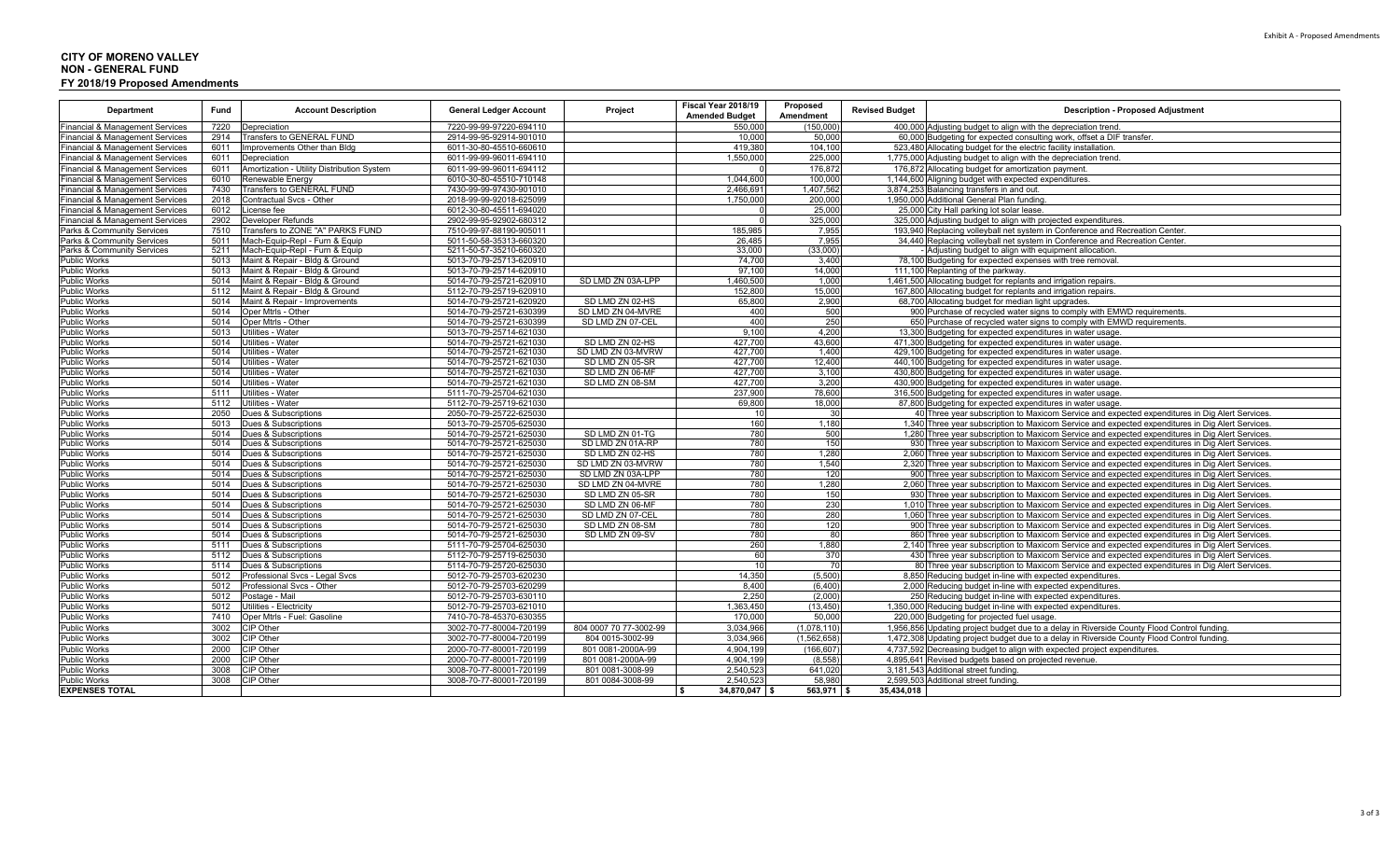Exhibit A - Proposed Amendments

# CITY OF MORENO VALLEY
## NON - GENERAL FUND
### FY 2018/19 Proposed Amendments

| Department | Fund | Account Description | General Ledger Account | Project | Fiscal Year 2018/19 Amended Budget | Proposed Amendment | Revised Budget | Description - Proposed Adjustment |
|---|---|---|---|---|---|---|---|---|
| Financial & Management Services | 7220 | Depreciation | 7220-99-99-97220-694110 | | 550,000 | (150,000) | 400,000 | Adjusting budget to align with the depreciation trend. |
| Financial & Management Services | 2914 | Transfers to GENERAL FUND | 2914-99-95-92914-901010 | | 10,000 | 50,000 | 60,000 | Budgeting for expected consulting work, offset a DIF transfer. |
| Financial & Management Services | 6011 | Improvements Other than Bldg | 6011-30-80-45510-660610 | | 419,380 | 104,100 | 523,480 | Allocating budget for the electric facility installation. |
| Financial & Management Services | 6011 | Depreciation | 6011-99-99-96011-694110 | | 1,550,000 | 225,000 | 1,775,000 | Adjusting budget to align with the depreciation trend. |
| Financial & Management Services | 6011 | Amortization - Utility Distribution System | 6011-99-99-96011-694112 | | 0 | 176,872 | 176,872 | Allocating budget for amortization payment. |
| Financial & Management Services | 6010 | Renewable Energy | 6010-30-80-45510-710148 | | 1,044,600 | 100,000 | 1,144,600 | Aligning budget with expected expenditures. |
| Financial & Management Services | 7430 | Transfers to GENERAL FUND | 7430-99-99-97430-901010 | | 2,466,691 | 1,407,562 | 3,874,253 | Balancing transfers in and out. |
| Financial & Management Services | 2018 | Contractual Svcs - Other | 2018-99-99-92018-625099 | | 1,750,000 | 200,000 | 1,950,000 | Additional General Plan funding. |
| Financial & Management Services | 6012 | License fee | 6012-30-80-45511-694020 | | 0 | 25,000 | 25,000 | City Hall parking lot solar lease. |
| Financial & Management Services | 2902 | Developer Refunds | 2902-99-95-92902-680312 | | 0 | 325,000 | 325,000 | Adjusting budget to align with projected expenditures. |
| Parks & Community Services | 7510 | Transfers to ZONE "A" PARKS FUND | 7510-99-97-88190-905011 | | 185,985 | 7,955 | 193,940 | Replacing volleyball net system in Conference and Recreation Center. |
| Parks & Community Services | 5011 | Mach-Equip-Repl - Furn & Equip | 5011-50-58-35313-660320 | | 26,485 | 7,955 | 34,440 | Replacing volleyball net system in Conference and Recreation Center. |
| Parks & Community Services | 5211 | Mach-Equip-Repl - Furn & Equip | 5211-50-57-35210-660320 | | 33,000 | (33,000) | - | Adjusting budget to align with equipment allocation. |
| Public Works | 5013 | Maint & Repair - Bldg & Ground | 5013-70-79-25713-620910 | | 74,700 | 3,400 | 78,100 | Budgeting for expected expenses with tree removal. |
| Public Works | 5013 | Maint & Repair - Bldg & Ground | 5013-70-79-25714-620910 | | 97,100 | 14,000 | 111,100 | Replanting of the parkway. |
| Public Works | 5014 | Maint & Repair - Bldg & Ground | 5014-70-79-25721-620910 | SD LMD ZN 03A-LPP | 1,460,500 | 1,000 | 1,461,500 | Allocating budget for replants and irrigation repairs. |
| Public Works | 5112 | Maint & Repair - Bldg & Ground | 5112-70-79-25719-620910 | | 152,800 | 15,000 | 167,800 | Allocating budget for replants and irrigation repairs. |
| Public Works | 5014 | Maint & Repair - Improvements | 5014-70-79-25721-620920 | SD LMD ZN 02-HS | 65,800 | 2,900 | 68,700 | Allocating budget for median light upgrades. |
| Public Works | 5014 | Oper Mtrls - Other | 5014-70-79-25721-630399 | SD LMD ZN 04-MVRE | 400 | 500 | 900 | Purchase of recycled water signs to comply with EMWD requirements. |
| Public Works | 5014 | Oper Mtrls - Other | 5014-70-79-25721-630399 | SD LMD ZN 07-CEL | 400 | 250 | 650 | Purchase of recycled water signs to comply with EMWD requirements. |
| Public Works | 5013 | Utilities - Water | 5013-70-79-25714-621030 | | 9,100 | 4,200 | 13,300 | Budgeting for expected expenditures in water usage. |
| Public Works | 5014 | Utilities - Water | 5014-70-79-25721-621030 | SD LMD ZN 02-HS | 427,700 | 43,600 | 471,300 | Budgeting for expected expenditures in water usage. |
| Public Works | 5014 | Utilities - Water | 5014-70-79-25721-621030 | SD LMD ZN 03-MVRW | 427,700 | 1,400 | 429,100 | Budgeting for expected expenditures in water usage. |
| Public Works | 5014 | Utilities - Water | 5014-70-79-25721-621030 | SD LMD ZN 05-SR | 427,700 | 12,400 | 440,100 | Budgeting for expected expenditures in water usage. |
| Public Works | 5014 | Utilities - Water | 5014-70-79-25721-621030 | SD LMD ZN 06-MF | 427,700 | 3,100 | 430,800 | Budgeting for expected expenditures in water usage. |
| Public Works | 5014 | Utilities - Water | 5014-70-79-25721-621030 | SD LMD ZN 08-SM | 427,700 | 3,200 | 430,900 | Budgeting for expected expenditures in water usage. |
| Public Works | 5111 | Utilities - Water | 5111-70-79-25704-621030 | | 237,900 | 78,600 | 316,500 | Budgeting for expected expenditures in water usage. |
| Public Works | 5112 | Utilities - Water | 5112-70-79-25719-621030 | | 69,800 | 18,000 | 87,800 | Budgeting for expected expenditures in water usage. |
| Public Works | 2050 | Dues & Subscriptions | 2050-70-79-25722-625030 | | 10 | 30 | 40 | Three year subscription to Maxicom Service and expected expenditures in Dig Alert Services. |
| Public Works | 5013 | Dues & Subscriptions | 5013-70-79-25705-625030 | | 160 | 1,180 | 1,340 | Three year subscription to Maxicom Service and expected expenditures in Dig Alert Services. |
| Public Works | 5014 | Dues & Subscriptions | 5014-70-79-25721-625030 | SD LMD ZN 01-TG | 780 | 500 | 1,280 | Three year subscription to Maxicom Service and expected expenditures in Dig Alert Services. |
| Public Works | 5014 | Dues & Subscriptions | 5014-70-79-25721-625030 | SD LMD ZN 01A-RP | 780 | 150 | 930 | Three year subscription to Maxicom Service and expected expenditures in Dig Alert Services. |
| Public Works | 5014 | Dues & Subscriptions | 5014-70-79-25721-625030 | SD LMD ZN 02-HS | 780 | 1,280 | 2,060 | Three year subscription to Maxicom Service and expected expenditures in Dig Alert Services. |
| Public Works | 5014 | Dues & Subscriptions | 5014-70-79-25721-625030 | SD LMD ZN 03-MVRW | 780 | 1,540 | 2,320 | Three year subscription to Maxicom Service and expected expenditures in Dig Alert Services. |
| Public Works | 5014 | Dues & Subscriptions | 5014-70-79-25721-625030 | SD LMD ZN 03A-LPP | 780 | 120 | 900 | Three year subscription to Maxicom Service and expected expenditures in Dig Alert Services. |
| Public Works | 5014 | Dues & Subscriptions | 5014-70-79-25721-625030 | SD LMD ZN 04-MVRE | 780 | 1,280 | 2,060 | Three year subscription to Maxicom Service and expected expenditures in Dig Alert Services. |
| Public Works | 5014 | Dues & Subscriptions | 5014-70-79-25721-625030 | SD LMD ZN 05-SR | 780 | 150 | 930 | Three year subscription to Maxicom Service and expected expenditures in Dig Alert Services. |
| Public Works | 5014 | Dues & Subscriptions | 5014-70-79-25721-625030 | SD LMD ZN 06-MF | 780 | 230 | 1,010 | Three year subscription to Maxicom Service and expected expenditures in Dig Alert Services. |
| Public Works | 5014 | Dues & Subscriptions | 5014-70-79-25721-625030 | SD LMD ZN 07-CEL | 780 | 280 | 1,060 | Three year subscription to Maxicom Service and expected expenditures in Dig Alert Services. |
| Public Works | 5014 | Dues & Subscriptions | 5014-70-79-25721-625030 | SD LMD ZN 08-SM | 780 | 120 | 900 | Three year subscription to Maxicom Service and expected expenditures in Dig Alert Services. |
| Public Works | 5014 | Dues & Subscriptions | 5014-70-79-25721-625030 | SD LMD ZN 09-SV | 780 | 80 | 860 | Three year subscription to Maxicom Service and expected expenditures in Dig Alert Services. |
| Public Works | 5111 | Dues & Subscriptions | 5111-70-79-25704-625030 | | 260 | 1,880 | 2,140 | Three year subscription to Maxicom Service and expected expenditures in Dig Alert Services. |
| Public Works | 5112 | Dues & Subscriptions | 5112-70-79-25719-625030 | | 60 | 370 | 430 | Three year subscription to Maxicom Service and expected expenditures in Dig Alert Services. |
| Public Works | 5114 | Dues & Subscriptions | 5114-70-79-25720-625030 | | 10 | 70 | 80 | Three year subscription to Maxicom Service and expected expenditures in Dig Alert Services. |
| Public Works | 5012 | Professional Svcs - Legal Svcs | 5012-70-79-25703-620230 | | 14,350 | (5,500) | 8,850 | Reducing budget in-line with expected expenditures. |
| Public Works | 5012 | Professional Svcs - Other | 5012-70-79-25703-620299 | | 8,400 | (6,400) | 2,000 | Reducing budget in-line with expected expenditures. |
| Public Works | 5012 | Postage - Mail | 5012-70-79-25703-630110 | | 2,250 | (2,000) | 250 | Reducing budget in-line with expected expenditures. |
| Public Works | 5012 | Utilities - Electricity | 5012-70-79-25703-621010 | | 1,363,450 | (13,450) | 1,350,000 | Reducing budget in-line with expected expenditures. |
| Public Works | 7410 | Oper Mtrls - Fuel: Gasoline | 7410-70-78-45370-630355 | | 170,000 | 50,000 | 220,000 | Budgeting for projected fuel usage. |
| Public Works | 3002 | CIP Other | 3002-70-77-80004-720199 | 804 0007 70 77-3002-99 | 3,034,966 | (1,078,110) | 1,956,856 | Updating project budget due to a delay in Riverside County Flood Control funding. |
| Public Works | 3002 | CIP Other | 3002-70-77-80004-720199 | 804 0015-3002-99 | 3,034,966 | (1,562,658) | 1,472,308 | Updating project budget due to a delay in Riverside County Flood Control funding. |
| Public Works | 2000 | CIP Other | 2000-70-77-80001-720199 | 801 0081-2000A-99 | 4,904,199 | (166,607) | 4,737,592 | Decreasing budget to align with expected project expenditures. |
| Public Works | 2000 | CIP Other | 2000-70-77-80001-720199 | 801 0081-2000A-99 | 4,904,199 | (8,558) | 4,895,641 | Revised budgets based on projected revenue. |
| Public Works | 3008 | CIP Other | 3008-70-77-80001-720199 | 801 0081-3008-99 | 2,540,523 | 641,020 | 3,181,543 | Additional street funding. |
| Public Works | 3008 | CIP Other | 3008-70-77-80001-720199 | 801 0084-3008-99 | 2,540,523 | 58,980 | 2,599,503 | Additional street funding. |
| **EXPENSES TOTAL** | | | | | $ 34,870,047 | $ 563,971 | $ 35,434,018 | |